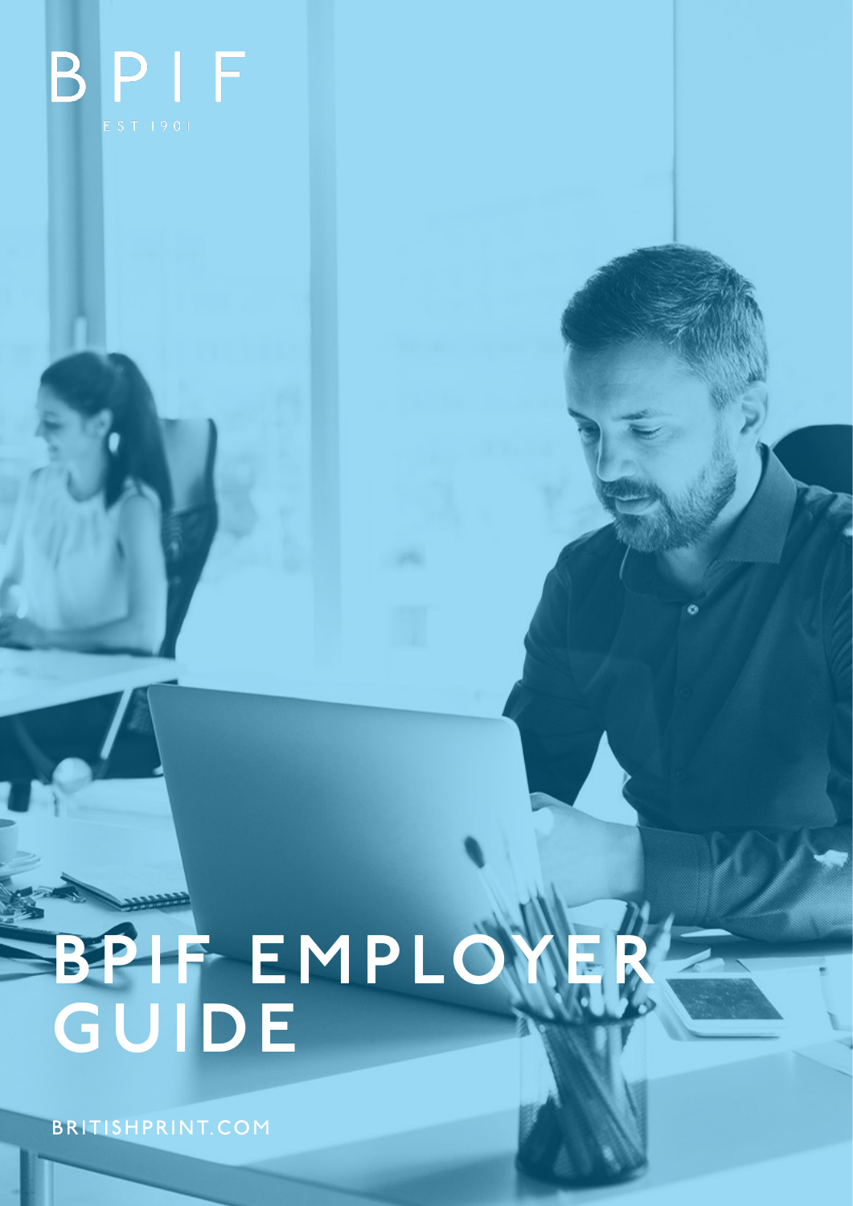BPIF

EST 1901

# BPIF EMPLOYER GUIDE

BRITISHPRINT.COM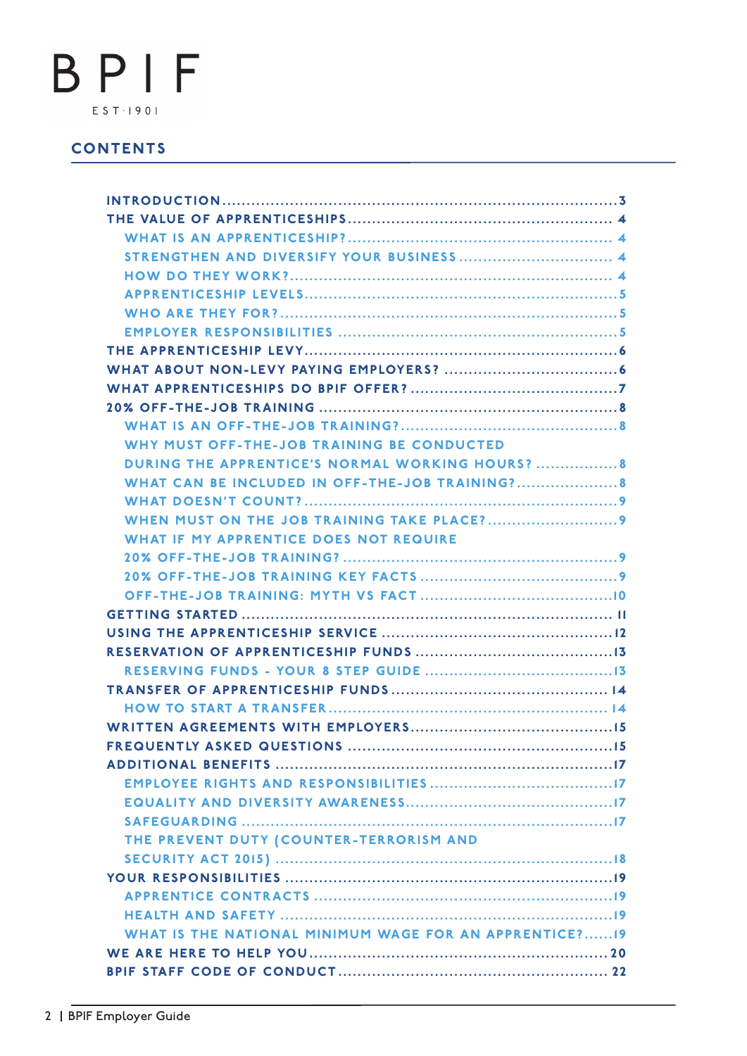BPIF

EST·1901

## CONTENTS

- INTRODUCTION ... 3
- THE VALUE OF APPRENTICESHIPS ... 4
  - WHAT IS AN APPRENTICESHIP? ... 4
  - STRENGTHEN AND DIVERSIFY YOUR BUSINESS ... 4
  - HOW DO THEY WORK? ... 4
  - APPRENTICESHIP LEVELS ... 5
  - WHO ARE THEY FOR? ... 5
  - EMPLOYER RESPONSIBILITIES ... 5
- THE APPRENTICESHIP LEVY ... 6
- WHAT ABOUT NON-LEVY PAYING EMPLOYERS? ... 6
- WHAT APPRENTICESHIPS DO BPIF OFFER? ... 7
- 20% OFF-THE-JOB TRAINING ... 8
  - WHAT IS AN OFF-THE-JOB TRAINING? ... 8
  - WHY MUST OFF-THE-JOB TRAINING BE CONDUCTED DURING THE APPRENTICE'S NORMAL WORKING HOURS? ... 8
  - WHAT CAN BE INCLUDED IN OFF-THE-JOB TRAINING? ... 8
  - WHAT DOESN'T COUNT? ... 9
  - WHEN MUST ON THE JOB TRAINING TAKE PLACE? ... 9
  - WHAT IF MY APPRENTICE DOES NOT REQUIRE 20% OFF-THE-JOB TRAINING? ... 9
  - 20% OFF-THE-JOB TRAINING KEY FACTS ... 9
  - OFF-THE-JOB TRAINING: MYTH VS FACT ... 10
- GETTING STARTED ... 11
- USING THE APPRENTICESHIP SERVICE ... 12
- RESERVATION OF APPRENTICESHIP FUNDS ... 13
  - RESERVING FUNDS - YOUR 8 STEP GUIDE ... 13
- TRANSFER OF APPRENTICESHIP FUNDS ... 14
  - HOW TO START A TRANSFER ... 14
- WRITTEN AGREEMENTS WITH EMPLOYERS ... 15
- FREQUENTLY ASKED QUESTIONS ... 15
- ADDITIONAL BENEFITS ... 17
  - EMPLOYEE RIGHTS AND RESPONSIBILITIES ... 17
  - EQUALITY AND DIVERSITY AWARENESS ... 17
  - SAFEGUARDING ... 17
  - THE PREVENT DUTY (COUNTER-TERRORISM AND SECURITY ACT 2015) ... 18
- YOUR RESPONSIBILITIES ... 19
  - APPRENTICE CONTRACTS ... 19
  - HEALTH AND SAFETY ... 19
  - WHAT IS THE NATIONAL MINIMUM WAGE FOR AN APPRENTICE? ... 19
- WE ARE HERE TO HELP YOU ... 20
- BPIF STAFF CODE OF CONDUCT ... 22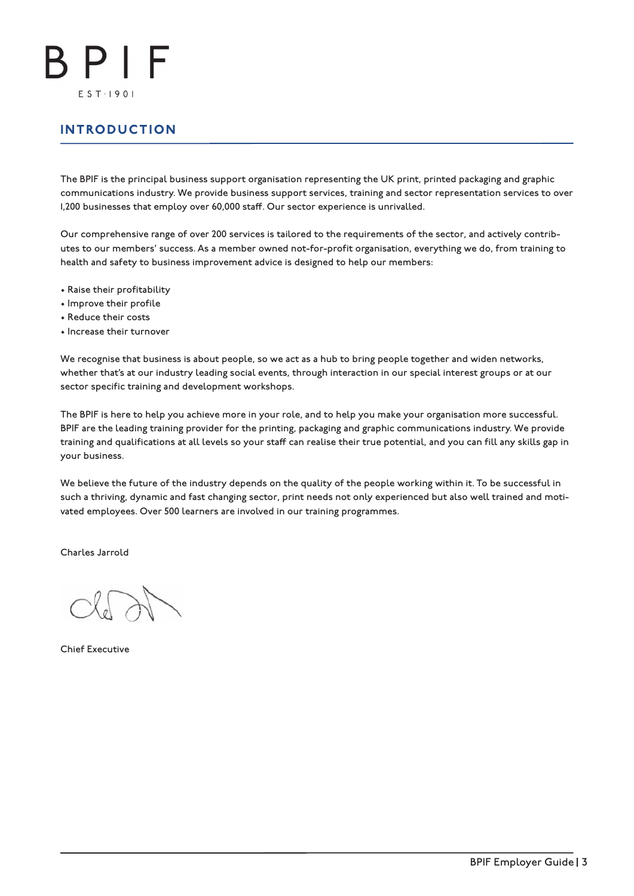BPIF
EST·1901

## INTRODUCTION

The BPIF is the principal business support organisation representing the UK print, printed packaging and graphic communications industry. We provide business support services, training and sector representation services to over 1,200 businesses that employ over 60,000 staff. Our sector experience is unrivalled.

Our comprehensive range of over 200 services is tailored to the requirements of the sector, and actively contributes to our members' success. As a member owned not-for-profit organisation, everything we do, from training to health and safety to business improvement advice is designed to help our members:

- Raise their profitability
- Improve their profile
- Reduce their costs
- Increase their turnover

We recognise that business is about people, so we act as a hub to bring people together and widen networks, whether that's at our industry leading social events, through interaction in our special interest groups or at our sector specific training and development workshops.

The BPIF is here to help you achieve more in your role, and to help you make your organisation more successful. BPIF are the leading training provider for the printing, packaging and graphic communications industry. We provide training and qualifications at all levels so your staff can realise their true potential, and you can fill any skills gap in your business.

We believe the future of the industry depends on the quality of the people working within it. To be successful in such a thriving, dynamic and fast changing sector, print needs not only experienced but also well trained and motivated employees. Over 500 learners are involved in our training programmes.

Charles Jarrold

Chief Executive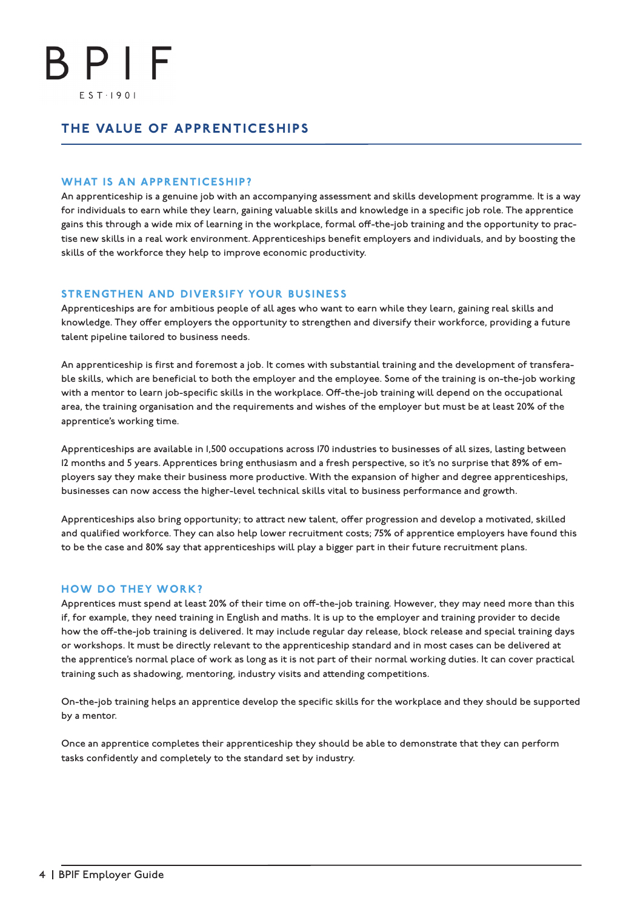# THE VALUE OF APPRENTICESHIPS

## WHAT IS AN APPRENTICESHIP?

An apprenticeship is a genuine job with an accompanying assessment and skills development programme. It is a way for individuals to earn while they learn, gaining valuable skills and knowledge in a specific job role. The apprentice gains this through a wide mix of learning in the workplace, formal off-the-job training and the opportunity to practise new skills in a real work environment. Apprenticeships benefit employers and individuals, and by boosting the skills of the workforce they help to improve economic productivity.

## STRENGTHEN AND DIVERSIFY YOUR BUSINESS

Apprenticeships are for ambitious people of all ages who want to earn while they learn, gaining real skills and knowledge. They offer employers the opportunity to strengthen and diversify their workforce, providing a future talent pipeline tailored to business needs.

An apprenticeship is first and foremost a job. It comes with substantial training and the development of transferable skills, which are beneficial to both the employer and the employee. Some of the training is on-the-job working with a mentor to learn job-specific skills in the workplace. Off-the-job training will depend on the occupational area, the training organisation and the requirements and wishes of the employer but must be at least 20% of the apprentice's working time.

Apprenticeships are available in 1,500 occupations across 170 industries to businesses of all sizes, lasting between 12 months and 5 years. Apprentices bring enthusiasm and a fresh perspective, so it's no surprise that 89% of employers say they make their business more productive. With the expansion of higher and degree apprenticeships, businesses can now access the higher-level technical skills vital to business performance and growth.

Apprenticeships also bring opportunity; to attract new talent, offer progression and develop a motivated, skilled and qualified workforce. They can also help lower recruitment costs; 75% of apprentice employers have found this to be the case and 80% say that apprenticeships will play a bigger part in their future recruitment plans.

## HOW DO THEY WORK?

Apprentices must spend at least 20% of their time on off-the-job training. However, they may need more than this if, for example, they need training in English and maths. It is up to the employer and training provider to decide how the off-the-job training is delivered. It may include regular day release, block release and special training days or workshops. It must be directly relevant to the apprenticeship standard and in most cases can be delivered at the apprentice's normal place of work as long as it is not part of their normal working duties. It can cover practical training such as shadowing, mentoring, industry visits and attending competitions.

On-the-job training helps an apprentice develop the specific skills for the workplace and they should be supported by a mentor.

Once an apprentice completes their apprenticeship they should be able to demonstrate that they can perform tasks confidently and completely to the standard set by industry.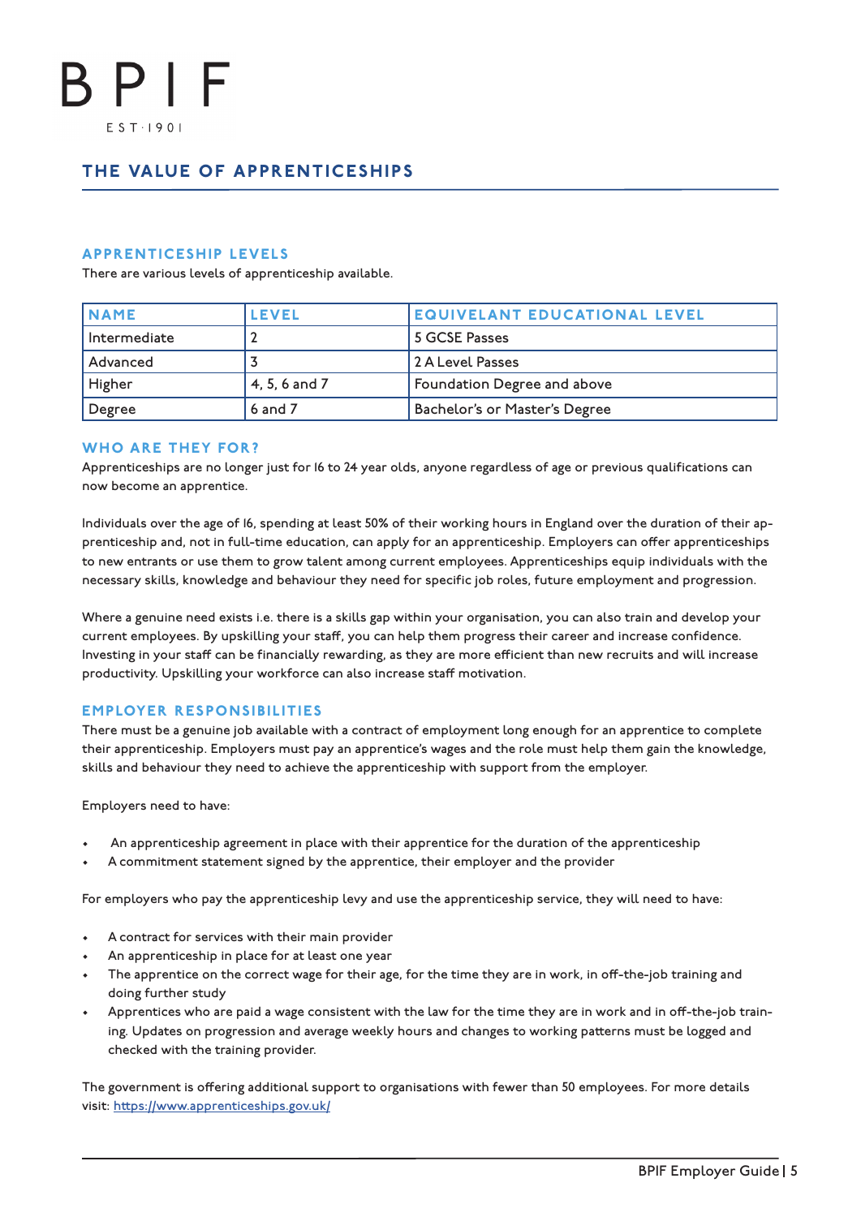# THE VALUE OF APPRENTICESHIPS

## APPRENTICESHIP LEVELS

There are various levels of apprenticeship available.

| NAME | LEVEL | EQUIVELANT EDUCATIONAL LEVEL |
|---|---|---|
| Intermediate | 2 | 5 GCSE Passes |
| Advanced | 3 | 2 A Level Passes |
| Higher | 4, 5, 6 and 7 | Foundation Degree and above |
| Degree | 6 and 7 | Bachelor's or Master's Degree |

## WHO ARE THEY FOR?

Apprenticeships are no longer just for 16 to 24 year olds, anyone regardless of age or previous qualifications can now become an apprentice.

Individuals over the age of 16, spending at least 50% of their working hours in England over the duration of their apprenticeship and, not in full-time education, can apply for an apprenticeship. Employers can offer apprenticeships to new entrants or use them to grow talent among current employees. Apprenticeships equip individuals with the necessary skills, knowledge and behaviour they need for specific job roles, future employment and progression.

Where a genuine need exists i.e. there is a skills gap within your organisation, you can also train and develop your current employees. By upskilling your staff, you can help them progress their career and increase confidence. Investing in your staff can be financially rewarding, as they are more efficient than new recruits and will increase productivity. Upskilling your workforce can also increase staff motivation.

## EMPLOYER RESPONSIBILITIES

There must be a genuine job available with a contract of employment long enough for an apprentice to complete their apprenticeship. Employers must pay an apprentice's wages and the role must help them gain the knowledge, skills and behaviour they need to achieve the apprenticeship with support from the employer.

Employers need to have:

- An apprenticeship agreement in place with their apprentice for the duration of the apprenticeship
- A commitment statement signed by the apprentice, their employer and the provider

For employers who pay the apprenticeship levy and use the apprenticeship service, they will need to have:

- A contract for services with their main provider
- An apprenticeship in place for at least one year
- The apprentice on the correct wage for their age, for the time they are in work, in off-the-job training and doing further study
- Apprentices who are paid a wage consistent with the law for the time they are in work and in off-the-job training. Updates on progression and average weekly hours and changes to working patterns must be logged and checked with the training provider.

The government is offering additional support to organisations with fewer than 50 employees. For more details visit: https://www.apprenticeships.gov.uk/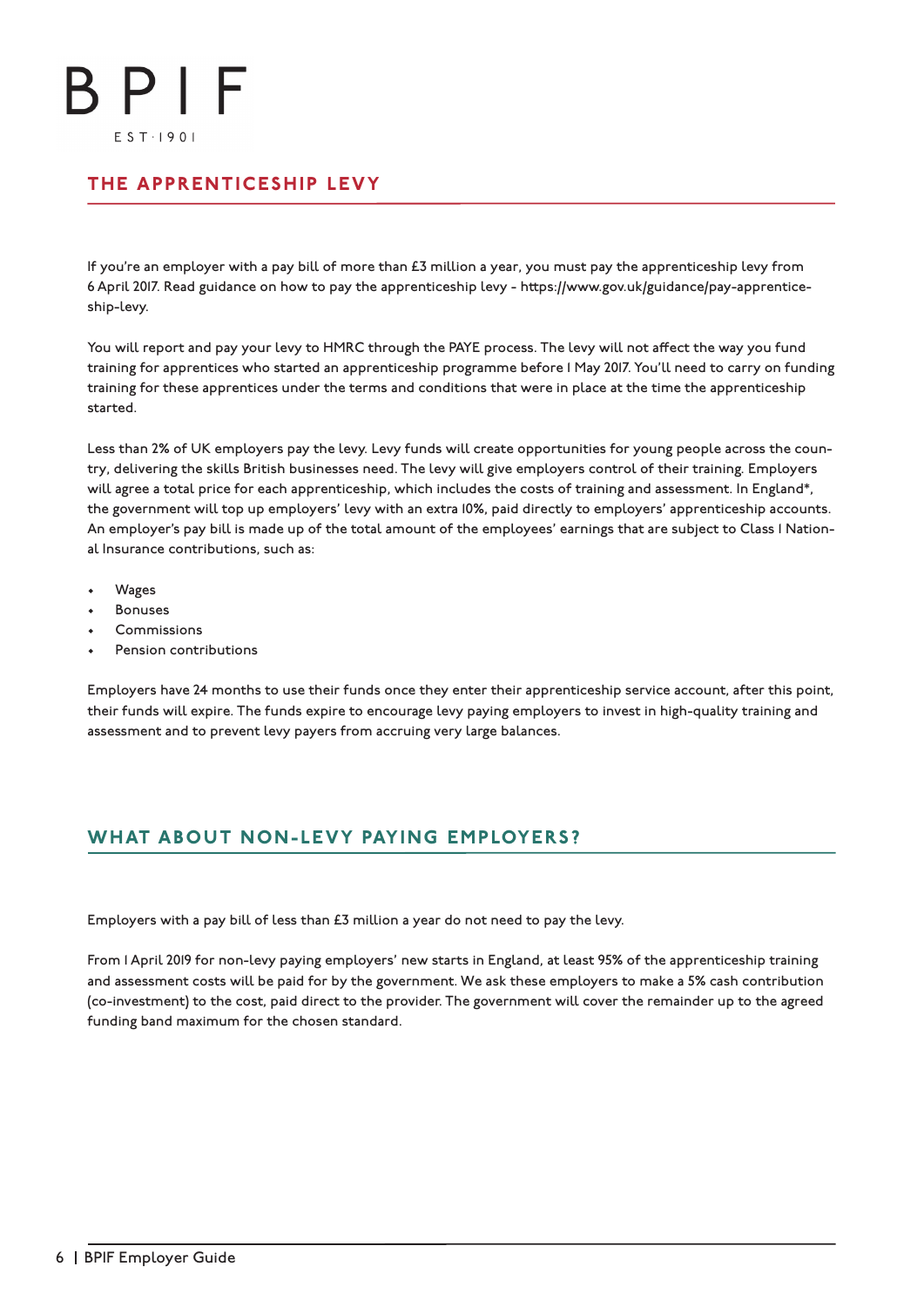## THE APPRENTICESHIP LEVY

If you're an employer with a pay bill of more than £3 million a year, you must pay the apprenticeship levy from 6 April 2017. Read guidance on how to pay the apprenticeship levy - https://www.gov.uk/guidance/pay-apprenticeship-levy.

You will report and pay your levy to HMRC through the PAYE process. The levy will not affect the way you fund training for apprentices who started an apprenticeship programme before 1 May 2017. You'll need to carry on funding training for these apprentices under the terms and conditions that were in place at the time the apprenticeship started.

Less than 2% of UK employers pay the levy. Levy funds will create opportunities for young people across the country, delivering the skills British businesses need. The levy will give employers control of their training. Employers will agree a total price for each apprenticeship, which includes the costs of training and assessment. In England*, the government will top up employers' levy with an extra 10%, paid directly to employers' apprenticeship accounts. An employer's pay bill is made up of the total amount of the employees' earnings that are subject to Class 1 National Insurance contributions, such as:

- Wages
- Bonuses
- Commissions
- Pension contributions

Employers have 24 months to use their funds once they enter their apprenticeship service account, after this point, their funds will expire. The funds expire to encourage levy paying employers to invest in high-quality training and assessment and to prevent levy payers from accruing very large balances.

## WHAT ABOUT NON-LEVY PAYING EMPLOYERS?

Employers with a pay bill of less than £3 million a year do not need to pay the levy.

From 1 April 2019 for non-levy paying employers' new starts in England, at least 95% of the apprenticeship training and assessment costs will be paid for by the government. We ask these employers to make a 5% cash contribution (co-investment) to the cost, paid direct to the provider. The government will cover the remainder up to the agreed funding band maximum for the chosen standard.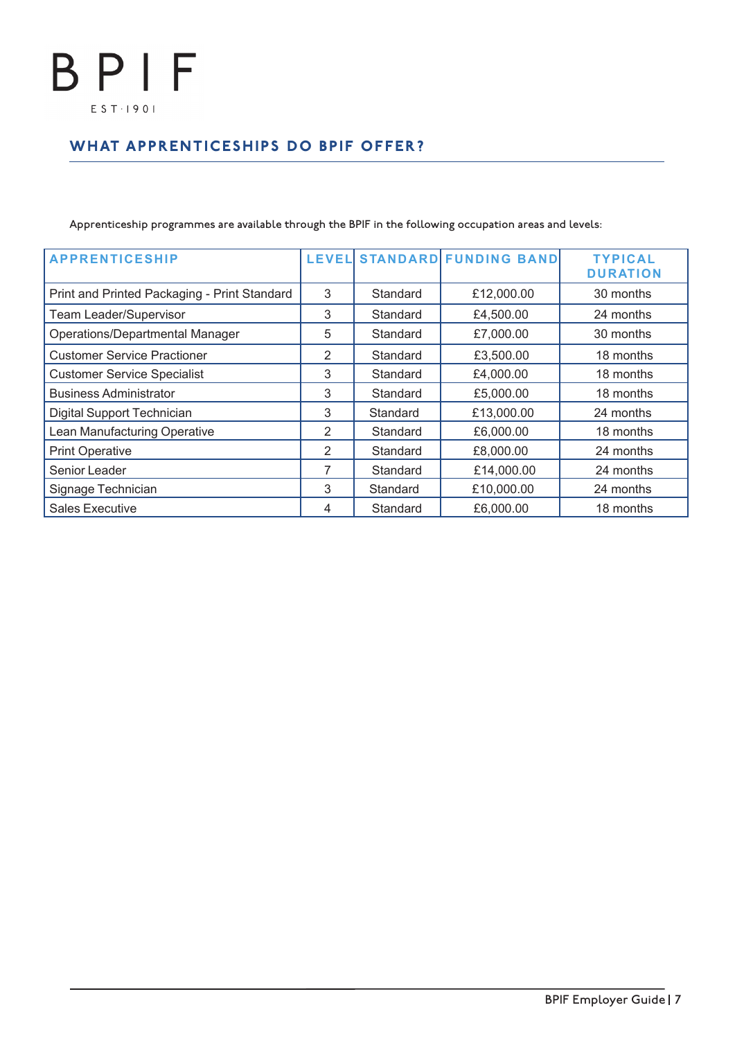## WHAT APPRENTICESHIPS DO BPIF OFFER?

Apprenticeship programmes are available through the BPIF in the following occupation areas and levels:

| APPRENTICESHIP | LEVEL | STANDARD | FUNDING BAND | TYPICAL DURATION |
|---|---|---|---|---|
| Print and Printed Packaging - Print Standard | 3 | Standard | £12,000.00 | 30 months |
| Team Leader/Supervisor | 3 | Standard | £4,500.00 | 24 months |
| Operations/Departmental Manager | 5 | Standard | £7,000.00 | 30 months |
| Customer Service Practioner | 2 | Standard | £3,500.00 | 18 months |
| Customer Service Specialist | 3 | Standard | £4,000.00 | 18 months |
| Business Administrator | 3 | Standard | £5,000.00 | 18 months |
| Digital Support Technician | 3 | Standard | £13,000.00 | 24 months |
| Lean Manufacturing Operative | 2 | Standard | £6,000.00 | 18 months |
| Print Operative | 2 | Standard | £8,000.00 | 24 months |
| Senior Leader | 7 | Standard | £14,000.00 | 24 months |
| Signage Technician | 3 | Standard | £10,000.00 | 24 months |
| Sales Executive | 4 | Standard | £6,000.00 | 18 months |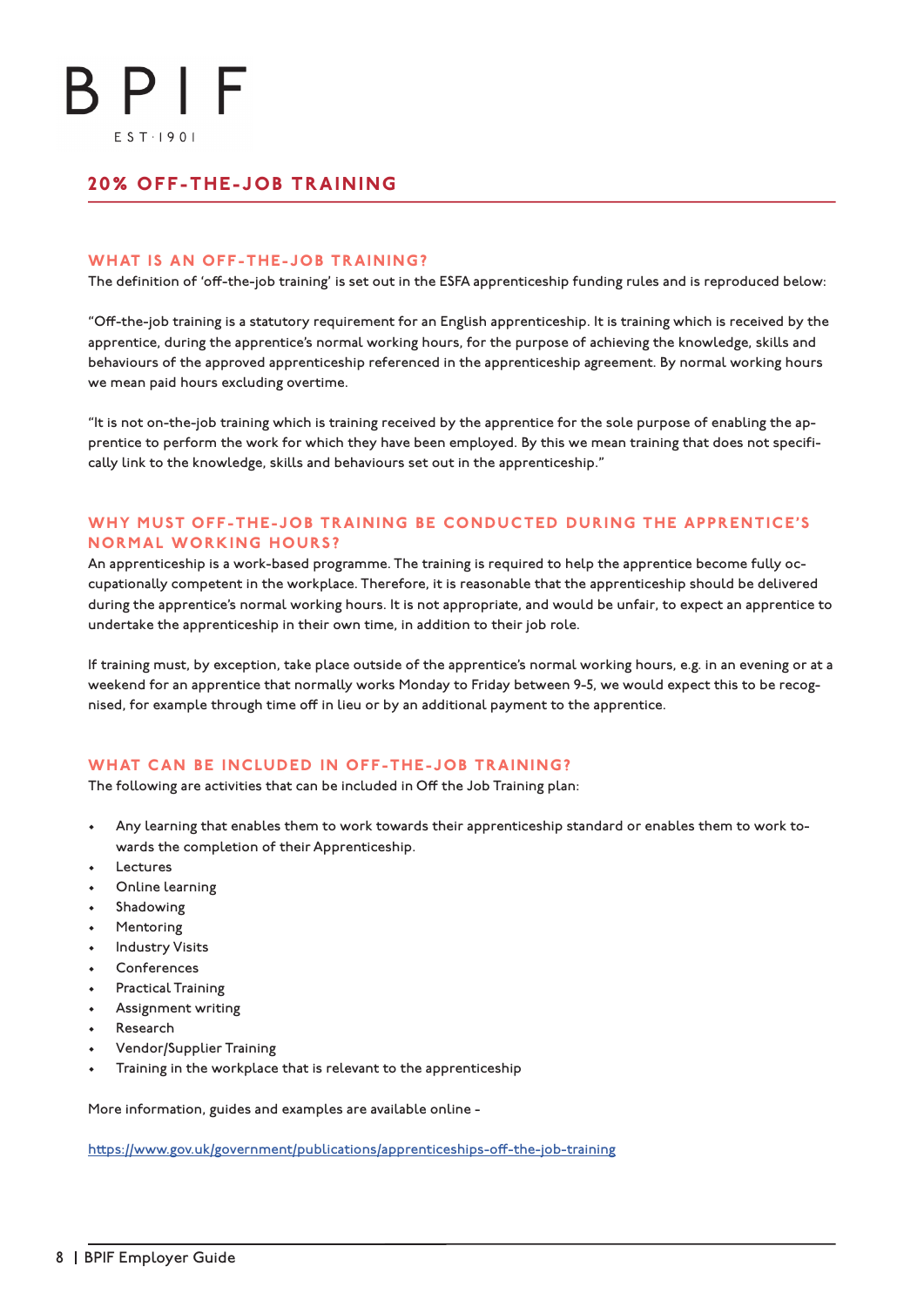BPIF

EST·1901

## 20% OFF-THE-JOB TRAINING

### WHAT IS AN OFF-THE-JOB TRAINING?

The definition of 'off-the-job training' is set out in the ESFA apprenticeship funding rules and is reproduced below:

"Off-the-job training is a statutory requirement for an English apprenticeship. It is training which is received by the apprentice, during the apprentice's normal working hours, for the purpose of achieving the knowledge, skills and behaviours of the approved apprenticeship referenced in the apprenticeship agreement. By normal working hours we mean paid hours excluding overtime.

"It is not on-the-job training which is training received by the apprentice for the sole purpose of enabling the apprentice to perform the work for which they have been employed. By this we mean training that does not specifically link to the knowledge, skills and behaviours set out in the apprenticeship."

### WHY MUST OFF-THE-JOB TRAINING BE CONDUCTED DURING THE APPRENTICE'S NORMAL WORKING HOURS?

An apprenticeship is a work-based programme. The training is required to help the apprentice become fully occupationally competent in the workplace. Therefore, it is reasonable that the apprenticeship should be delivered during the apprentice's normal working hours. It is not appropriate, and would be unfair, to expect an apprentice to undertake the apprenticeship in their own time, in addition to their job role.

If training must, by exception, take place outside of the apprentice's normal working hours, e.g. in an evening or at a weekend for an apprentice that normally works Monday to Friday between 9-5, we would expect this to be recognised, for example through time off in lieu or by an additional payment to the apprentice.

### WHAT CAN BE INCLUDED IN OFF-THE-JOB TRAINING?

The following are activities that can be included in Off the Job Training plan:

- Any learning that enables them to work towards their apprenticeship standard or enables them to work towards the completion of their Apprenticeship.
- Lectures
- Online learning
- Shadowing
- Mentoring
- Industry Visits
- Conferences
- Practical Training
- Assignment writing
- Research
- Vendor/Supplier Training
- Training in the workplace that is relevant to the apprenticeship

More information, guides and examples are available online -

https://www.gov.uk/government/publications/apprenticeships-off-the-job-training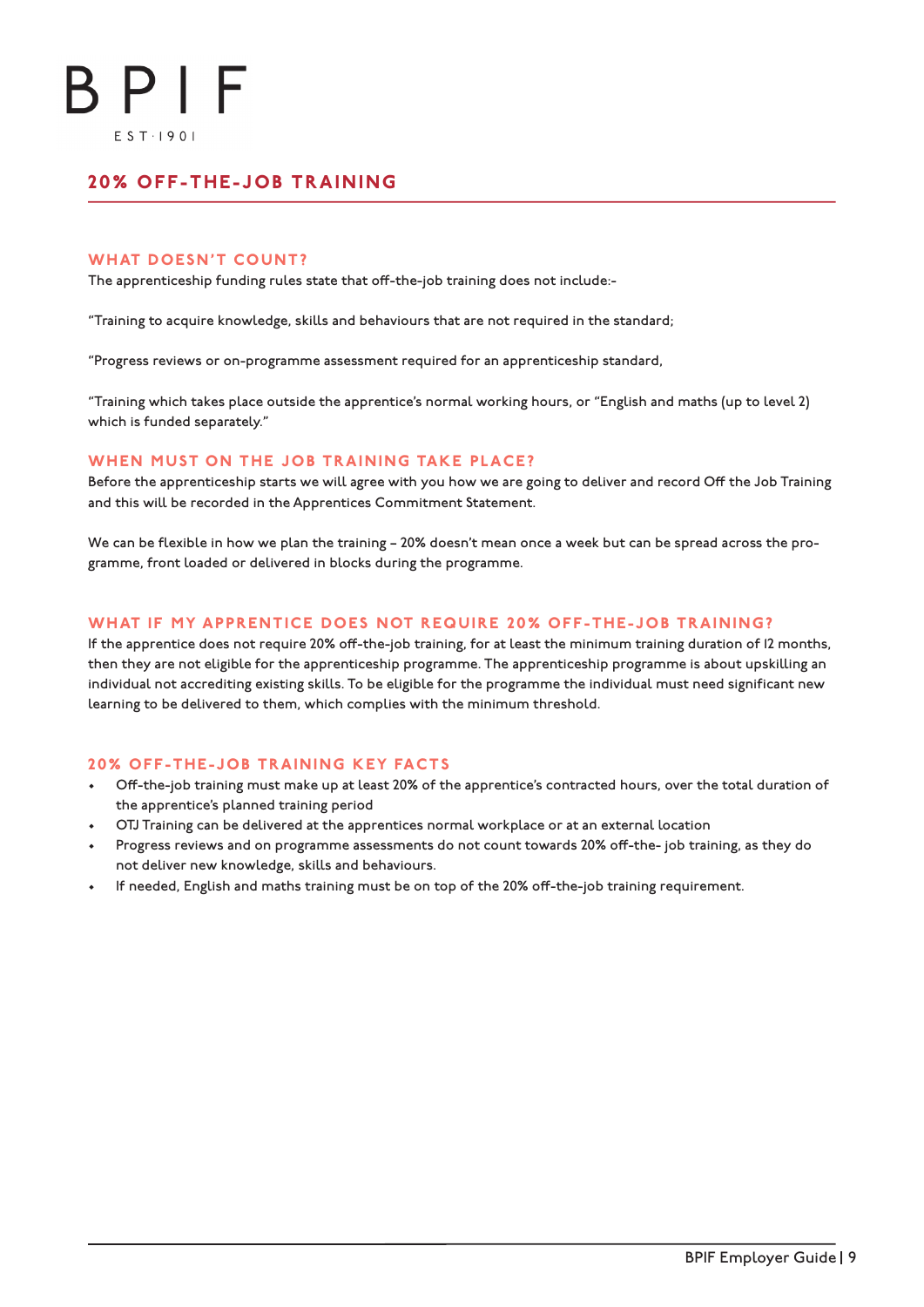## 20% OFF-THE-JOB TRAINING

### WHAT DOESN'T COUNT?

The apprenticeship funding rules state that off-the-job training does not include:-

"Training to acquire knowledge, skills and behaviours that are not required in the standard;

"Progress reviews or on-programme assessment required for an apprenticeship standard,

"Training which takes place outside the apprentice's normal working hours, or "English and maths (up to level 2) which is funded separately."

### WHEN MUST ON THE JOB TRAINING TAKE PLACE?

Before the apprenticeship starts we will agree with you how we are going to deliver and record Off the Job Training and this will be recorded in the Apprentices Commitment Statement.

We can be flexible in how we plan the training – 20% doesn't mean once a week but can be spread across the programme, front loaded or delivered in blocks during the programme.

### WHAT IF MY APPRENTICE DOES NOT REQUIRE 20% OFF-THE-JOB TRAINING?

If the apprentice does not require 20% off-the-job training, for at least the minimum training duration of 12 months, then they are not eligible for the apprenticeship programme. The apprenticeship programme is about upskilling an individual not accrediting existing skills. To be eligible for the programme the individual must need significant new learning to be delivered to them, which complies with the minimum threshold.

### 20% OFF-THE-JOB TRAINING KEY FACTS

- Off-the-job training must make up at least 20% of the apprentice's contracted hours, over the total duration of the apprentice's planned training period
- OTJ Training can be delivered at the apprentices normal workplace or at an external location
- Progress reviews and on programme assessments do not count towards 20% off-the- job training, as they do not deliver new knowledge, skills and behaviours.
- If needed, English and maths training must be on top of the 20% off-the-job training requirement.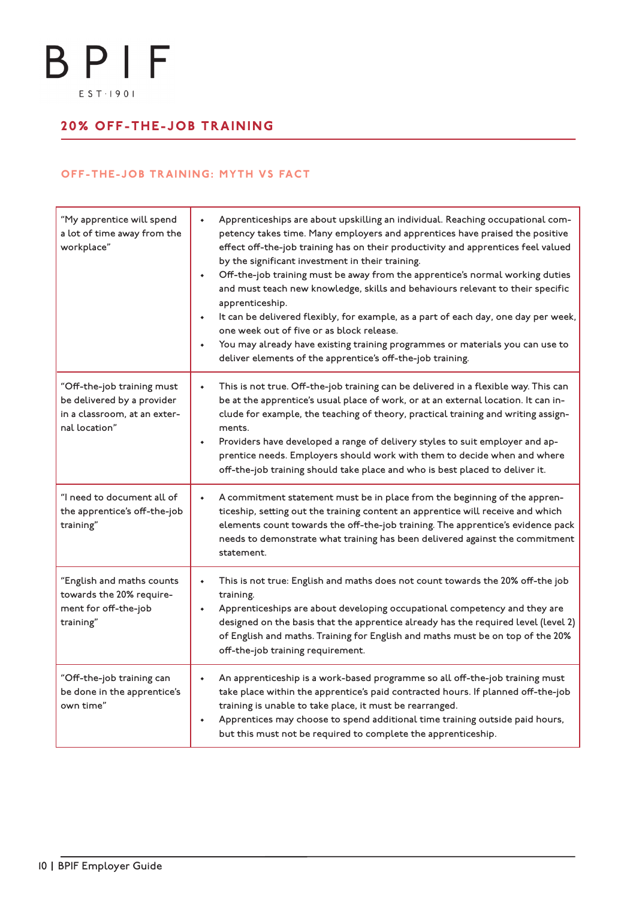## 20% OFF-THE-JOB TRAINING

### OFF-THE-JOB TRAINING: MYTH VS FACT

| Myth | Fact |
|---|---|
| "My apprentice will spend a lot of time away from the workplace" | • Apprenticeships are about upskilling an individual. Reaching occupational competency takes time. Many employers and apprentices have praised the positive effect off-the-job training has on their productivity and apprentices feel valued by the significant investment in their training.<br>• Off-the-job training must be away from the apprentice's normal working duties and must teach new knowledge, skills and behaviours relevant to their specific apprenticeship.<br>• It can be delivered flexibly, for example, as a part of each day, one day per week, one week out of five or as block release.<br>• You may already have existing training programmes or materials you can use to deliver elements of the apprentice's off-the-job training. |
| "Off-the-job training must be delivered by a provider in a classroom, at an external location" | • This is not true. Off-the-job training can be delivered in a flexible way. This can be at the apprentice's usual place of work, or at an external location. It can include for example, the teaching of theory, practical training and writing assignments.<br>• Providers have developed a range of delivery styles to suit employer and apprentice needs. Employers should work with them to decide when and where off-the-job training should take place and who is best placed to deliver it. |
| "I need to document all of the apprentice's off-the-job training" | • A commitment statement must be in place from the beginning of the apprenticeship, setting out the training content an apprentice will receive and which elements count towards the off-the-job training. The apprentice's evidence pack needs to demonstrate what training has been delivered against the commitment statement. |
| "English and maths counts towards the 20% requirement for off-the-job training" | • This is not true: English and maths does not count towards the 20% off-the job training.<br>• Apprenticeships are about developing occupational competency and they are designed on the basis that the apprentice already has the required level (level 2) of English and maths. Training for English and maths must be on top of the 20% off-the-job training requirement. |
| "Off-the-job training can be done in the apprentice's own time" | • An apprenticeship is a work-based programme so all off-the-job training must take place within the apprentice's paid contracted hours. If planned off-the-job training is unable to take place, it must be rearranged.<br>• Apprentices may choose to spend additional time training outside paid hours, but this must not be required to complete the apprenticeship. |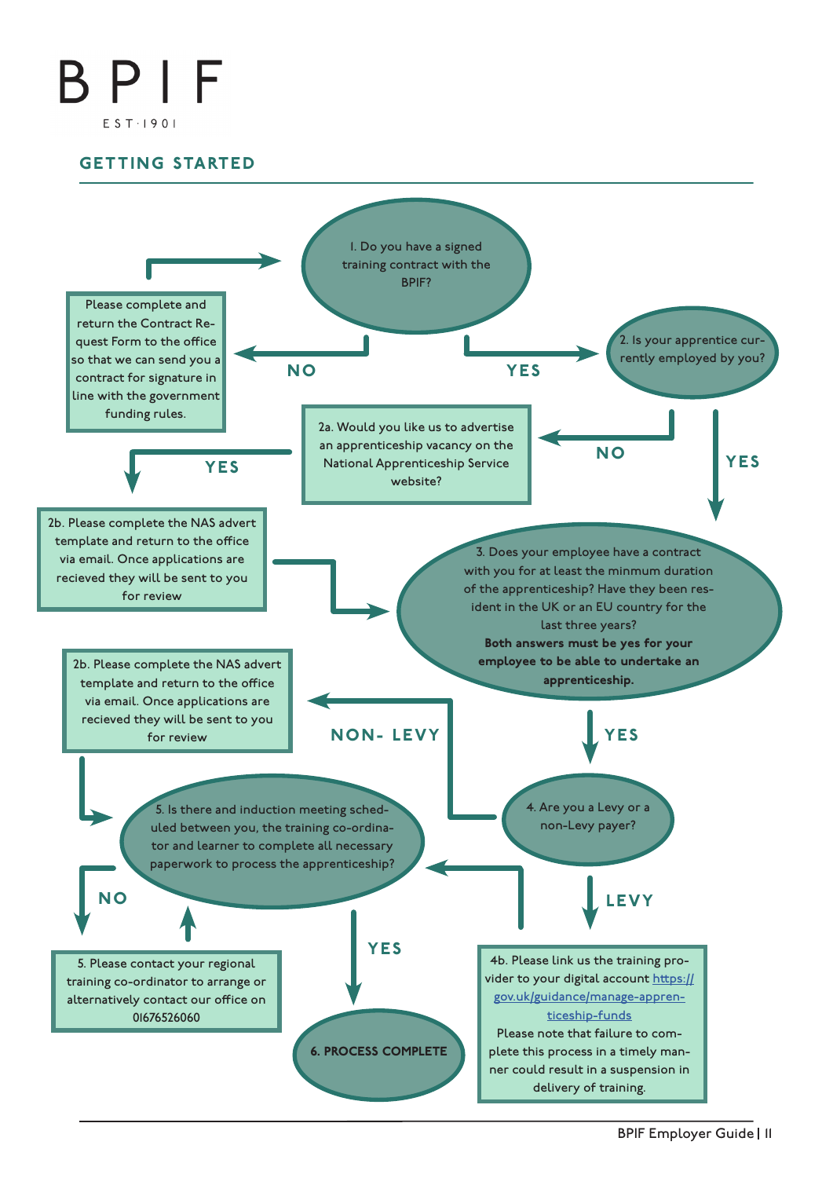BPIF

EST·1901

## GETTING STARTED

1. Do you have a signed training contract with the BPIF?

NO

Please complete and return the Contract Request Form to the office so that we can send you a contract for signature in line with the government funding rules.

YES

2. Is your apprentice currently employed by you?

NO

2a. Would you like us to advertise an apprenticeship vacancy on the National Apprenticeship Service website?

YES

2b. Please complete the NAS advert template and return to the office via email. Once applications are recieved they will be sent to you for review

YES

3. Does your employee have a contract with you for at least the minmum duration of the apprenticeship? Have they been resident in the UK or an EU country for the last three years?
**Both answers must be yes for your employee to be able to undertake an apprenticeship.**

YES

4. Are you a Levy or a non-Levy payer?

NON- LEVY

2b. Please complete the NAS advert template and return to the office via email. Once applications are recieved they will be sent to you for review

LEVY

4b. Please link us the training provider to your digital account https://gov.uk/guidance/manage-apprenticeship-funds
Please note that failure to complete this process in a timely manner could result in a suspension in delivery of training.

5. Is there and induction meeting scheduled between you, the training co-ordinator and learner to complete all necessary paperwork to process the apprenticeship?

NO

5. Please contact your regional training co-ordinator to arrange or alternatively contact our office on 01676526060

YES

**6. PROCESS COMPLETE**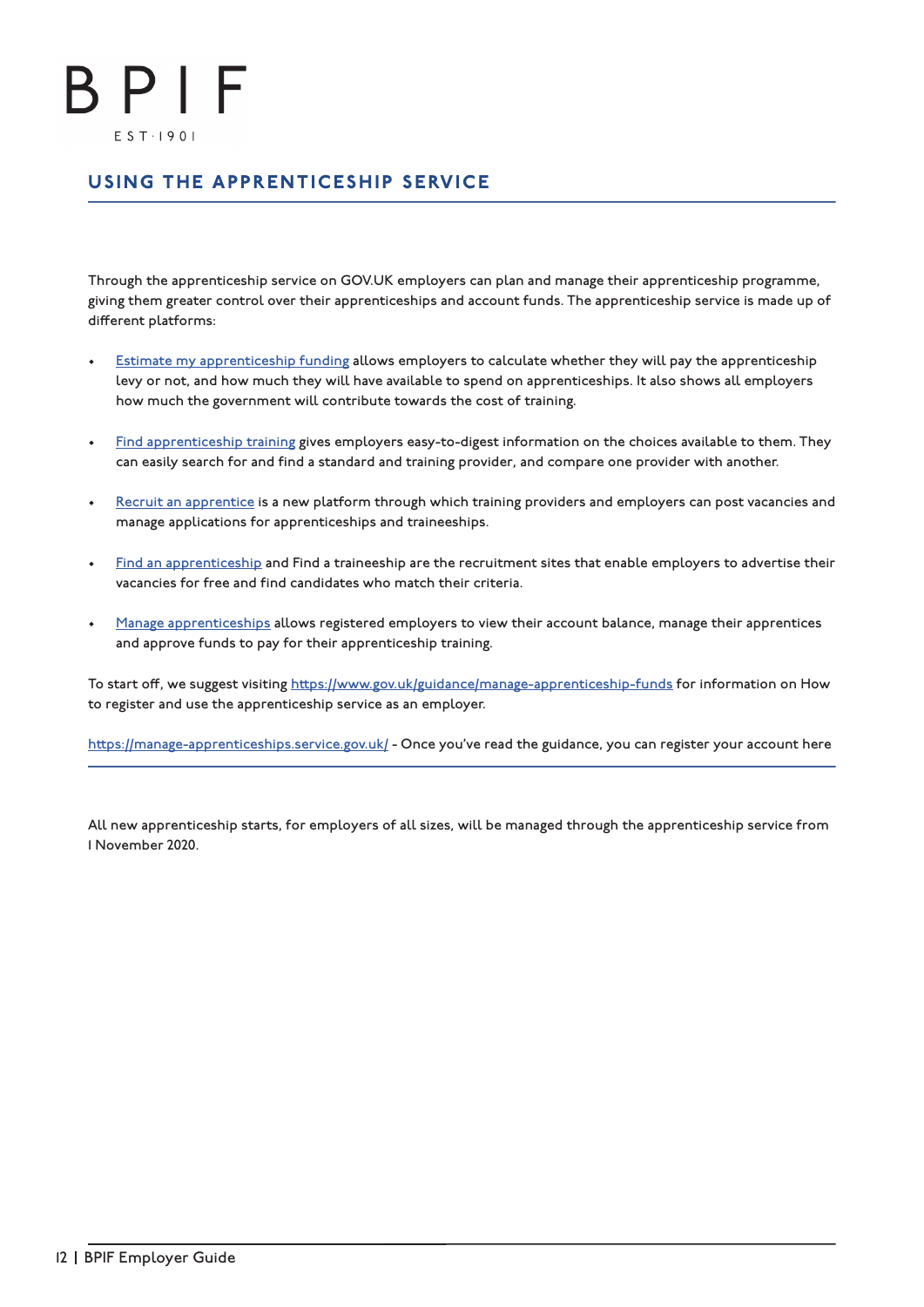## USING THE APPRENTICESHIP SERVICE

Through the apprenticeship service on GOV.UK employers can plan and manage their apprenticeship programme, giving them greater control over their apprenticeships and account funds. The apprenticeship service is made up of different platforms:

- Estimate my apprenticeship funding allows employers to calculate whether they will pay the apprenticeship levy or not, and how much they will have available to spend on apprenticeships. It also shows all employers how much the government will contribute towards the cost of training.
- Find apprenticeship training gives employers easy-to-digest information on the choices available to them. They can easily search for and find a standard and training provider, and compare one provider with another.
- Recruit an apprentice is a new platform through which training providers and employers can post vacancies and manage applications for apprenticeships and traineeships.
- Find an apprenticeship and Find a traineeship are the recruitment sites that enable employers to advertise their vacancies for free and find candidates who match their criteria.
- Manage apprenticeships allows registered employers to view their account balance, manage their apprentices and approve funds to pay for their apprenticeship training.

To start off, we suggest visiting https://www.gov.uk/guidance/manage-apprenticeship-funds for information on How to register and use the apprenticeship service as an employer.

https://manage-apprenticeships.service.gov.uk/ - Once you've read the guidance, you can register your account here

---

All new apprenticeship starts, for employers of all sizes, will be managed through the apprenticeship service from 1 November 2020.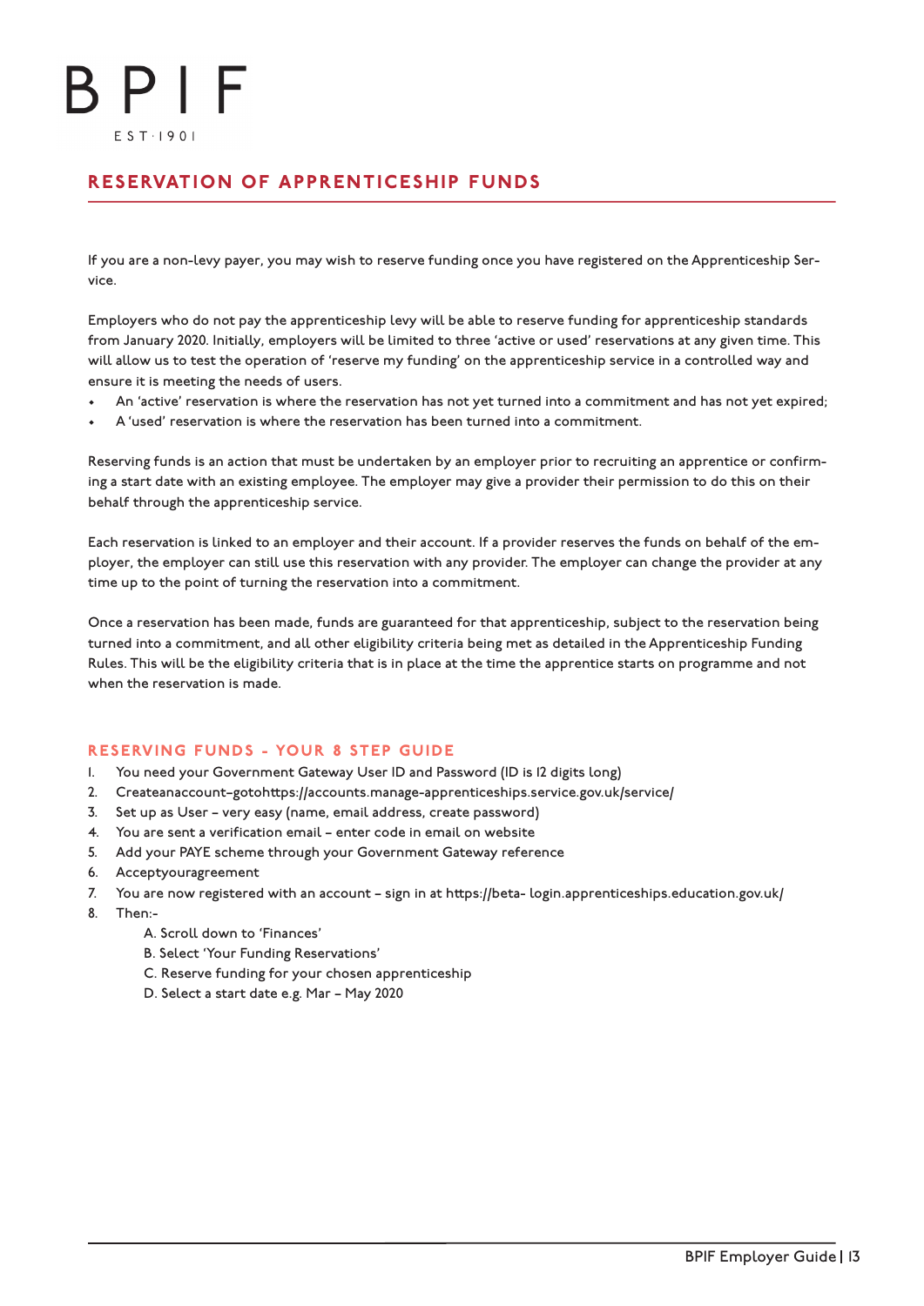## RESERVATION OF APPRENTICESHIP FUNDS

If you are a non-levy payer, you may wish to reserve funding once you have registered on the Apprenticeship Service.

Employers who do not pay the apprenticeship levy will be able to reserve funding for apprenticeship standards from January 2020. Initially, employers will be limited to three 'active or used' reservations at any given time. This will allow us to test the operation of 'reserve my funding' on the apprenticeship service in a controlled way and ensure it is meeting the needs of users.

- An 'active' reservation is where the reservation has not yet turned into a commitment and has not yet expired;
- A 'used' reservation is where the reservation has been turned into a commitment.

Reserving funds is an action that must be undertaken by an employer prior to recruiting an apprentice or confirming a start date with an existing employee. The employer may give a provider their permission to do this on their behalf through the apprenticeship service.

Each reservation is linked to an employer and their account. If a provider reserves the funds on behalf of the employer, the employer can still use this reservation with any provider. The employer can change the provider at any time up to the point of turning the reservation into a commitment.

Once a reservation has been made, funds are guaranteed for that apprenticeship, subject to the reservation being turned into a commitment, and all other eligibility criteria being met as detailed in the Apprenticeship Funding Rules. This will be the eligibility criteria that is in place at the time the apprentice starts on programme and not when the reservation is made.

### RESERVING FUNDS - YOUR 8 STEP GUIDE

1. You need your Government Gateway User ID and Password (ID is 12 digits long)
2. Createanaccount–gotohttps://accounts.manage-apprenticeships.service.gov.uk/service/
3. Set up as User – very easy (name, email address, create password)
4. You are sent a verification email – enter code in email on website
5. Add your PAYE scheme through your Government Gateway reference
6. Acceptyouragreement
7. You are now registered with an account – sign in at https://beta- login.apprenticeships.education.gov.uk/
8. Then:-
   A. Scroll down to 'Finances'
   B. Select 'Your Funding Reservations'
   C. Reserve funding for your chosen apprenticeship
   D. Select a start date e.g. Mar – May 2020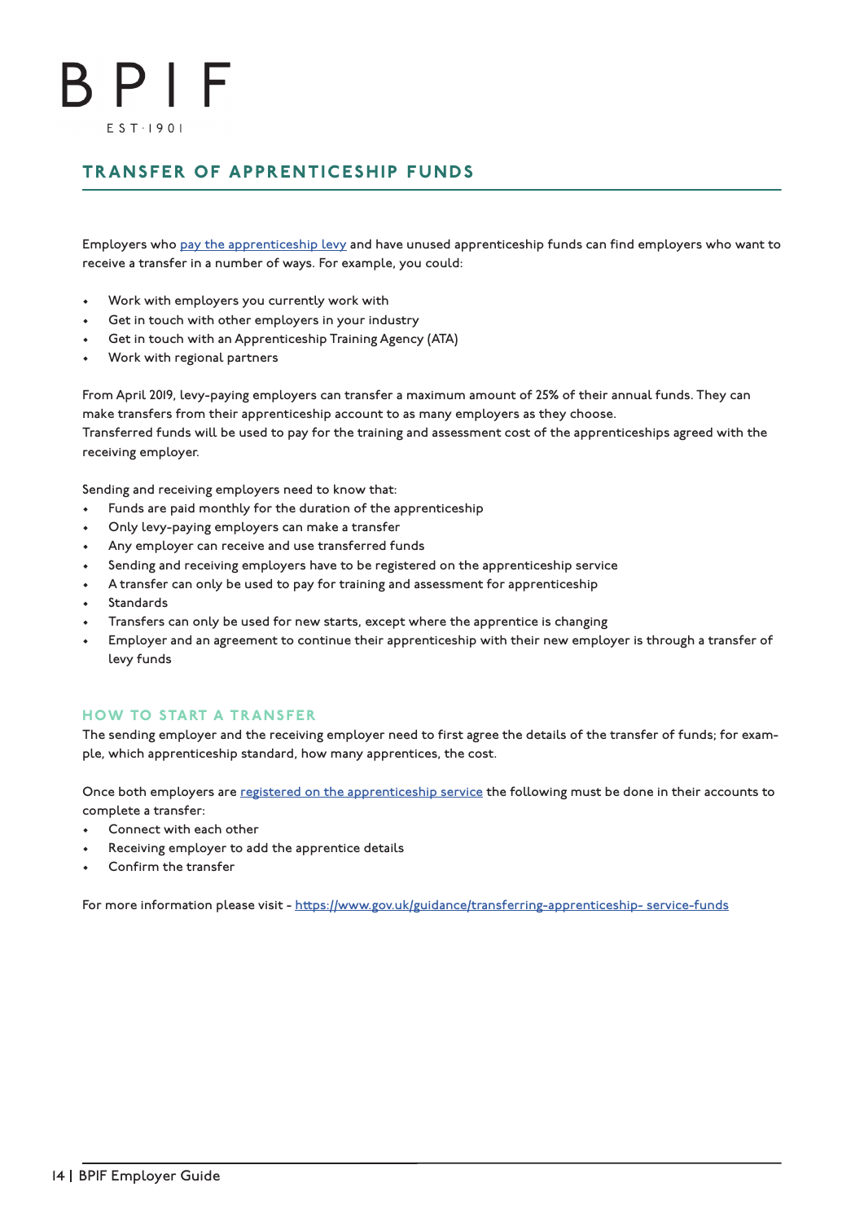B P I F

EST·1901

## TRANSFER OF APPRENTICESHIP FUNDS

Employers who [pay the apprenticeship levy](#) and have unused apprenticeship funds can find employers who want to receive a transfer in a number of ways. For example, you could:

- Work with employers you currently work with
- Get in touch with other employers in your industry
- Get in touch with an Apprenticeship Training Agency (ATA)
- Work with regional partners

From April 2019, levy-paying employers can transfer a maximum amount of 25% of their annual funds. They can make transfers from their apprenticeship account to as many employers as they choose.
Transferred funds will be used to pay for the training and assessment cost of the apprenticeships agreed with the receiving employer.

Sending and receiving employers need to know that:

- Funds are paid monthly for the duration of the apprenticeship
- Only levy-paying employers can make a transfer
- Any employer can receive and use transferred funds
- Sending and receiving employers have to be registered on the apprenticeship service
- A transfer can only be used to pay for training and assessment for apprenticeship
- Standards
- Transfers can only be used for new starts, except where the apprentice is changing
- Employer and an agreement to continue their apprenticeship with their new employer is through a transfer of levy funds

### HOW TO START A TRANSFER

The sending employer and the receiving employer need to first agree the details of the transfer of funds; for example, which apprenticeship standard, how many apprentices, the cost.

Once both employers are [registered on the apprenticeship service](#) the following must be done in their accounts to complete a transfer:

- Connect with each other
- Receiving employer to add the apprentice details
- Confirm the transfer

For more information please visit - https://www.gov.uk/guidance/transferring-apprenticeship- service-funds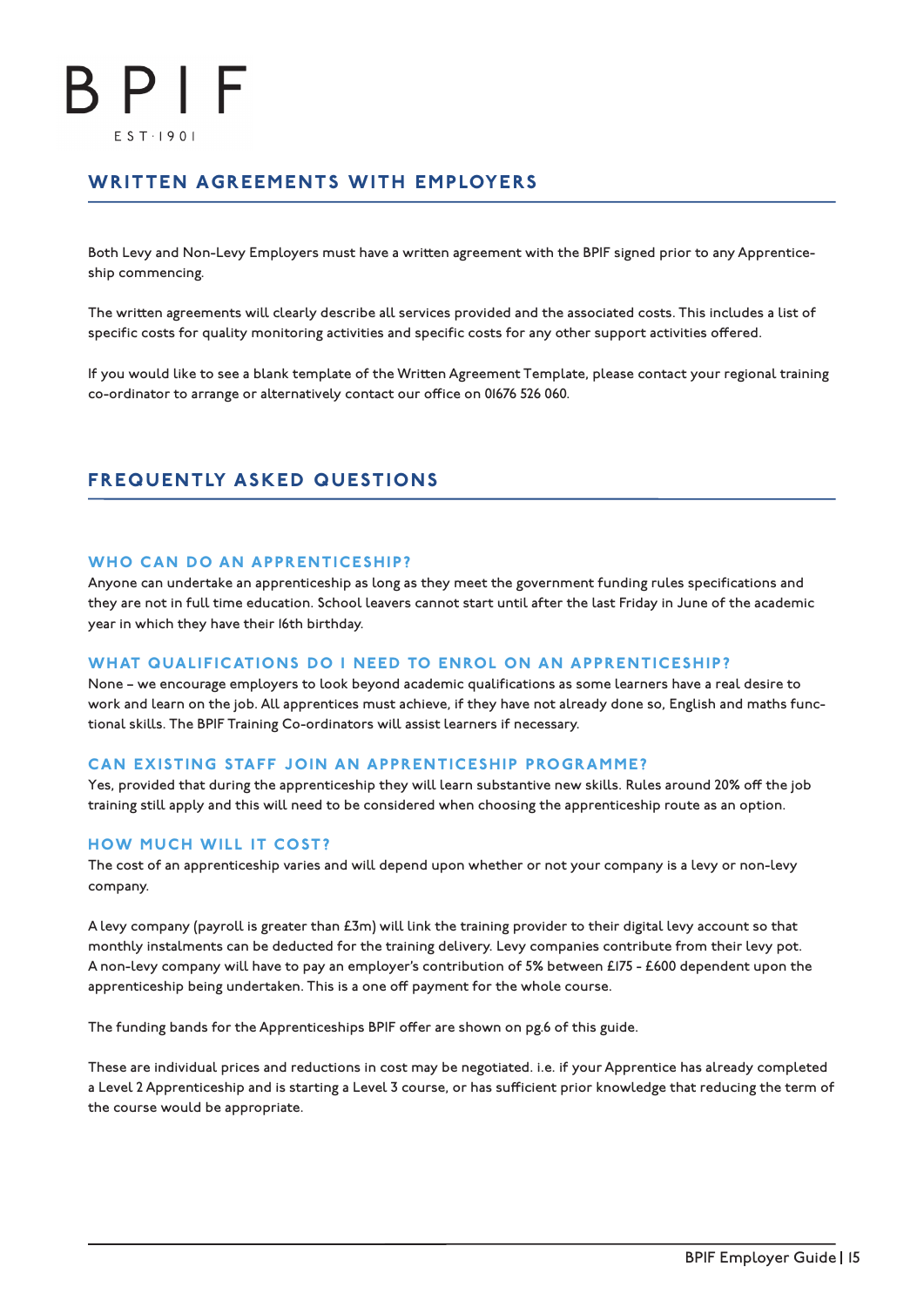## WRITTEN AGREEMENTS WITH EMPLOYERS

Both Levy and Non-Levy Employers must have a written agreement with the BPIF signed prior to any Apprenticeship commencing.

The written agreements will clearly describe all services provided and the associated costs. This includes a list of specific costs for quality monitoring activities and specific costs for any other support activities offered.

If you would like to see a blank template of the Written Agreement Template, please contact your regional training co-ordinator to arrange or alternatively contact our office on 01676 526 060.

## FREQUENTLY ASKED QUESTIONS

### WHO CAN DO AN APPRENTICESHIP?

Anyone can undertake an apprenticeship as long as they meet the government funding rules specifications and they are not in full time education. School leavers cannot start until after the last Friday in June of the academic year in which they have their 16th birthday.

### WHAT QUALIFICATIONS DO I NEED TO ENROL ON AN APPRENTICESHIP?

None – we encourage employers to look beyond academic qualifications as some learners have a real desire to work and learn on the job. All apprentices must achieve, if they have not already done so, English and maths functional skills. The BPIF Training Co-ordinators will assist learners if necessary.

### CAN EXISTING STAFF JOIN AN APPRENTICESHIP PROGRAMME?

Yes, provided that during the apprenticeship they will learn substantive new skills. Rules around 20% off the job training still apply and this will need to be considered when choosing the apprenticeship route as an option.

### HOW MUCH WILL IT COST?

The cost of an apprenticeship varies and will depend upon whether or not your company is a levy or non-levy company.

A levy company (payroll is greater than £3m) will link the training provider to their digital levy account so that monthly instalments can be deducted for the training delivery. Levy companies contribute from their levy pot. A non-levy company will have to pay an employer's contribution of 5% between £175 - £600 dependent upon the apprenticeship being undertaken. This is a one off payment for the whole course.

The funding bands for the Apprenticeships BPIF offer are shown on pg.6 of this guide.

These are individual prices and reductions in cost may be negotiated. i.e. if your Apprentice has already completed a Level 2 Apprenticeship and is starting a Level 3 course, or has sufficient prior knowledge that reducing the term of the course would be appropriate.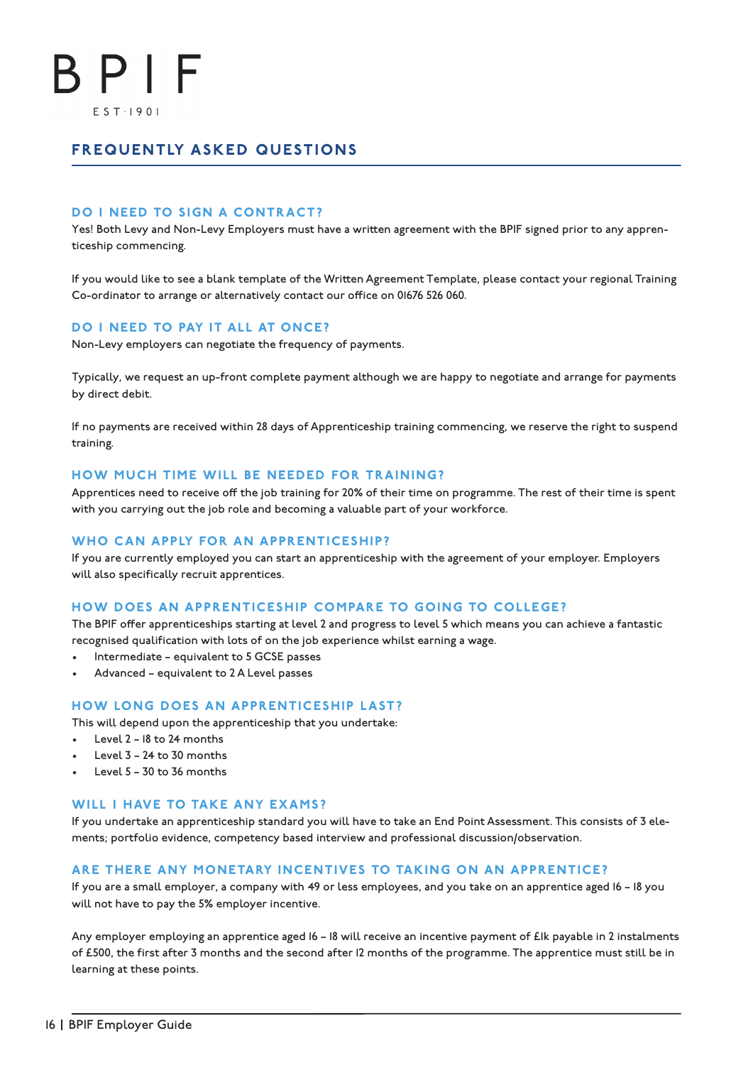# FREQUENTLY ASKED QUESTIONS

## DO I NEED TO SIGN A CONTRACT?

Yes! Both Levy and Non-Levy Employers must have a written agreement with the BPIF signed prior to any apprenticeship commencing.

If you would like to see a blank template of the Written Agreement Template, please contact your regional Training Co-ordinator to arrange or alternatively contact our office on 01676 526 060.

## DO I NEED TO PAY IT ALL AT ONCE?

Non-Levy employers can negotiate the frequency of payments.

Typically, we request an up-front complete payment although we are happy to negotiate and arrange for payments by direct debit.

If no payments are received within 28 days of Apprenticeship training commencing, we reserve the right to suspend training.

## HOW MUCH TIME WILL BE NEEDED FOR TRAINING?

Apprentices need to receive off the job training for 20% of their time on programme. The rest of their time is spent with you carrying out the job role and becoming a valuable part of your workforce.

## WHO CAN APPLY FOR AN APPRENTICESHIP?

If you are currently employed you can start an apprenticeship with the agreement of your employer. Employers will also specifically recruit apprentices.

## HOW DOES AN APPRENTICESHIP COMPARE TO GOING TO COLLEGE?

The BPIF offer apprenticeships starting at level 2 and progress to level 5 which means you can achieve a fantastic recognised qualification with lots of on the job experience whilst earning a wage.

- Intermediate – equivalent to 5 GCSE passes
- Advanced – equivalent to 2 A Level passes

## HOW LONG DOES AN APPRENTICESHIP LAST?

This will depend upon the apprenticeship that you undertake:

- Level 2 – 18 to 24 months
- Level 3 – 24 to 30 months
- Level 5 – 30 to 36 months

## WILL I HAVE TO TAKE ANY EXAMS?

If you undertake an apprenticeship standard you will have to take an End Point Assessment. This consists of 3 elements; portfolio evidence, competency based interview and professional discussion/observation.

## ARE THERE ANY MONETARY INCENTIVES TO TAKING ON AN APPRENTICE?

If you are a small employer, a company with 49 or less employees, and you take on an apprentice aged 16 – 18 you will not have to pay the 5% employer incentive.

Any employer employing an apprentice aged 16 – 18 will receive an incentive payment of £1k payable in 2 instalments of £500, the first after 3 months and the second after 12 months of the programme. The apprentice must still be in learning at these points.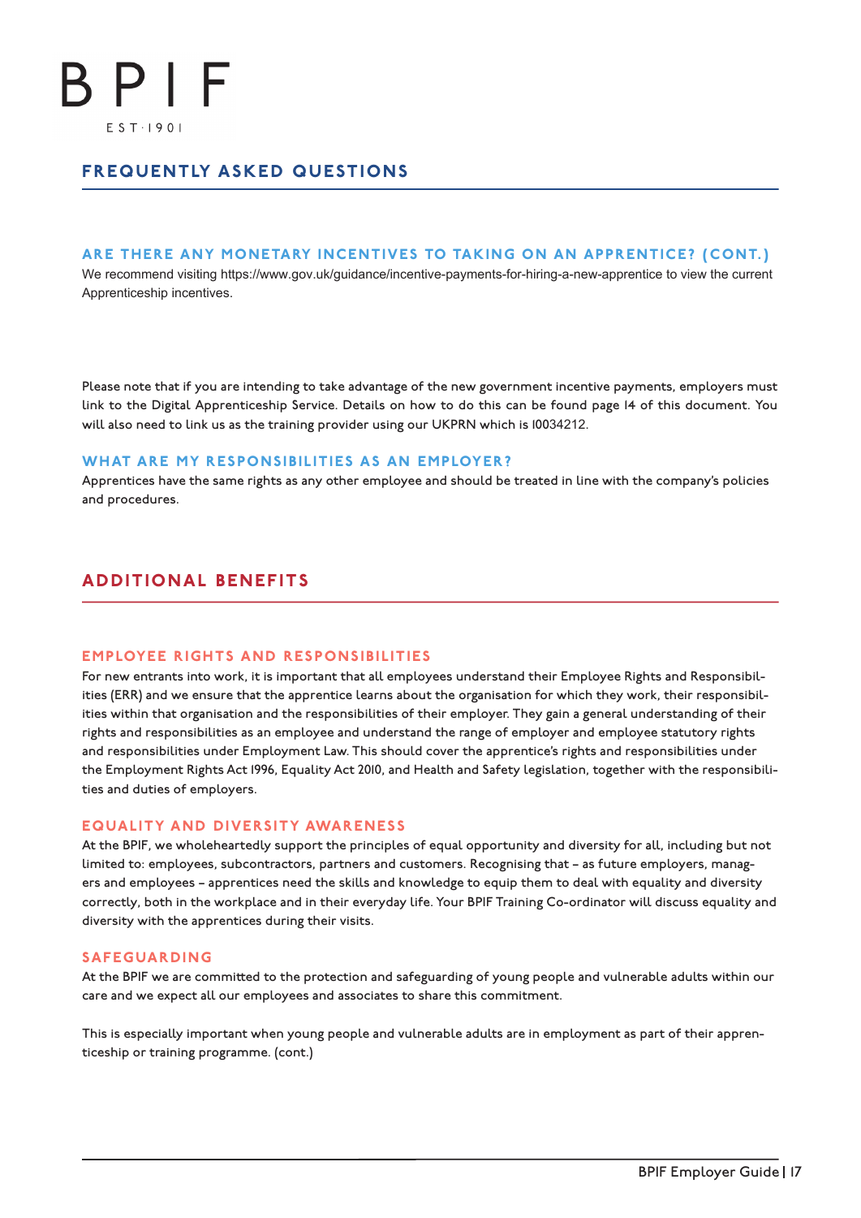## FREQUENTLY ASKED QUESTIONS

### ARE THERE ANY MONETARY INCENTIVES TO TAKING ON AN APPRENTICE? (CONT.)

We recommend visiting https://www.gov.uk/guidance/incentive-payments-for-hiring-a-new-apprentice to view the current Apprenticeship incentives.

Please note that if you are intending to take advantage of the new government incentive payments, employers must link to the Digital Apprenticeship Service. Details on how to do this can be found page 14 of this document. You will also need to link us as the training provider using our UKPRN which is 10034212.

### WHAT ARE MY RESPONSIBILITIES AS AN EMPLOYER?

Apprentices have the same rights as any other employee and should be treated in line with the company's policies and procedures.

## ADDITIONAL BENEFITS

### EMPLOYEE RIGHTS AND RESPONSIBILITIES

For new entrants into work, it is important that all employees understand their Employee Rights and Responsibilities (ERR) and we ensure that the apprentice learns about the organisation for which they work, their responsibilities within that organisation and the responsibilities of their employer. They gain a general understanding of their rights and responsibilities as an employee and understand the range of employer and employee statutory rights and responsibilities under Employment Law. This should cover the apprentice's rights and responsibilities under the Employment Rights Act 1996, Equality Act 2010, and Health and Safety legislation, together with the responsibilities and duties of employers.

### EQUALITY AND DIVERSITY AWARENESS

At the BPIF, we wholeheartedly support the principles of equal opportunity and diversity for all, including but not limited to: employees, subcontractors, partners and customers. Recognising that – as future employers, managers and employees – apprentices need the skills and knowledge to equip them to deal with equality and diversity correctly, both in the workplace and in their everyday life. Your BPIF Training Co-ordinator will discuss equality and diversity with the apprentices during their visits.

### SAFEGUARDING

At the BPIF we are committed to the protection and safeguarding of young people and vulnerable adults within our care and we expect all our employees and associates to share this commitment.

This is especially important when young people and vulnerable adults are in employment as part of their apprenticeship or training programme. (cont.)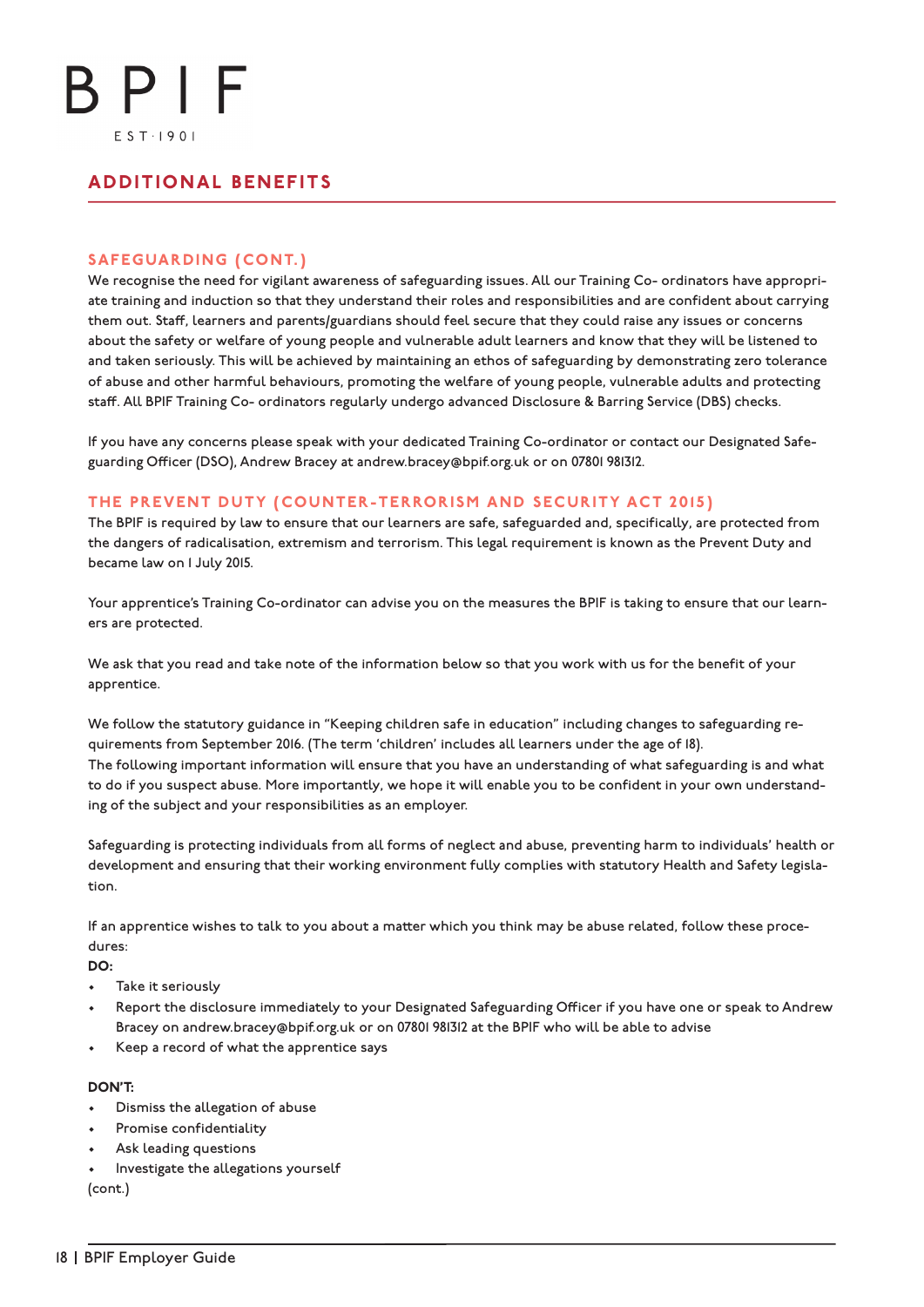# ADDITIONAL BENEFITS

## SAFEGUARDING (CONT.)

We recognise the need for vigilant awareness of safeguarding issues. All our Training Co- ordinators have appropriate training and induction so that they understand their roles and responsibilities and are confident about carrying them out. Staff, learners and parents/guardians should feel secure that they could raise any issues or concerns about the safety or welfare of young people and vulnerable adult learners and know that they will be listened to and taken seriously. This will be achieved by maintaining an ethos of safeguarding by demonstrating zero tolerance of abuse and other harmful behaviours, promoting the welfare of young people, vulnerable adults and protecting staff. All BPIF Training Co- ordinators regularly undergo advanced Disclosure & Barring Service (DBS) checks.

If you have any concerns please speak with your dedicated Training Co-ordinator or contact our Designated Safeguarding Officer (DSO), Andrew Bracey at andrew.bracey@bpif.org.uk or on 07801 981312.

## THE PREVENT DUTY (COUNTER-TERRORISM AND SECURITY ACT 2015)

The BPIF is required by law to ensure that our learners are safe, safeguarded and, specifically, are protected from the dangers of radicalisation, extremism and terrorism. This legal requirement is known as the Prevent Duty and became law on 1 July 2015.

Your apprentice's Training Co-ordinator can advise you on the measures the BPIF is taking to ensure that our learners are protected.

We ask that you read and take note of the information below so that you work with us for the benefit of your apprentice.

We follow the statutory guidance in "Keeping children safe in education" including changes to safeguarding requirements from September 2016. (The term 'children' includes all learners under the age of 18).
The following important information will ensure that you have an understanding of what safeguarding is and what to do if you suspect abuse. More importantly, we hope it will enable you to be confident in your own understanding of the subject and your responsibilities as an employer.

Safeguarding is protecting individuals from all forms of neglect and abuse, preventing harm to individuals' health or development and ensuring that their working environment fully complies with statutory Health and Safety legislation.

If an apprentice wishes to talk to you about a matter which you think may be abuse related, follow these procedures:

**DO:**

- Take it seriously
- Report the disclosure immediately to your Designated Safeguarding Officer if you have one or speak to Andrew Bracey on andrew.bracey@bpif.org.uk or on 07801 981312 at the BPIF who will be able to advise
- Keep a record of what the apprentice says

**DON'T:**

- Dismiss the allegation of abuse
- Promise confidentiality
- Ask leading questions
- Investigate the allegations yourself

(cont.)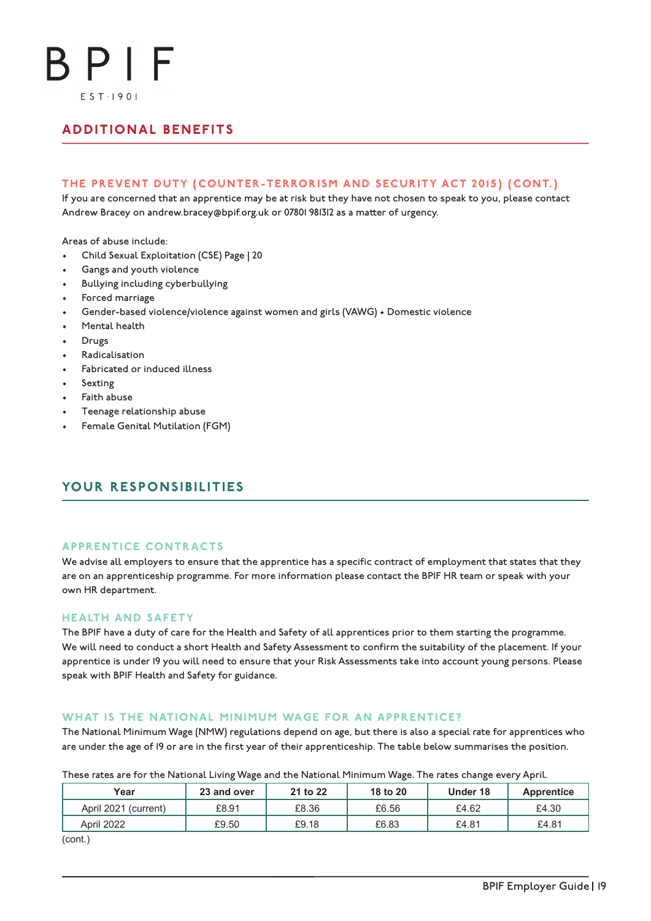## ADDITIONAL BENEFITS

### THE PREVENT DUTY (COUNTER-TERRORISM AND SECURITY ACT 2015) (CONT.)

If you are concerned that an apprentice may be at risk but they have not chosen to speak to you, please contact Andrew Bracey on andrew.bracey@bpif.org.uk or 07801 981312 as a matter of urgency.

Areas of abuse include:

- Child Sexual Exploitation (CSE) Page | 20
- Gangs and youth violence
- Bullying including cyberbullying
- Forced marriage
- Gender-based violence/violence against women and girls (VAWG) • Domestic violence
- Mental health
- Drugs
- Radicalisation
- Fabricated or induced illness
- Sexting
- Faith abuse
- Teenage relationship abuse
- Female Genital Mutilation (FGM)

## YOUR RESPONSIBILITIES

### APPRENTICE CONTRACTS

We advise all employers to ensure that the apprentice has a specific contract of employment that states that they are on an apprenticeship programme. For more information please contact the BPIF HR team or speak with your own HR department.

### HEALTH AND SAFETY

The BPIF have a duty of care for the Health and Safety of all apprentices prior to them starting the programme. We will need to conduct a short Health and Safety Assessment to confirm the suitability of the placement. If your apprentice is under 19 you will need to ensure that your Risk Assessments take into account young persons. Please speak with BPIF Health and Safety for guidance.

### WHAT IS THE NATIONAL MINIMUM WAGE FOR AN APPRENTICE?

The National Minimum Wage (NMW) regulations depend on age, but there is also a special rate for apprentices who are under the age of 19 or are in the first year of their apprenticeship. The table below summarises the position.

These rates are for the National Living Wage and the National Minimum Wage. The rates change every April.

| Year | 23 and over | 21 to 22 | 18 to 20 | Under 18 | Apprentice |
|---|---|---|---|---|---|
| April 2021 (current) | £8.91 | £8.36 | £6.56 | £4.62 | £4.30 |
| April 2022 | £9.50 | £9.18 | £6.83 | £4.81 | £4.81 |

(cont.)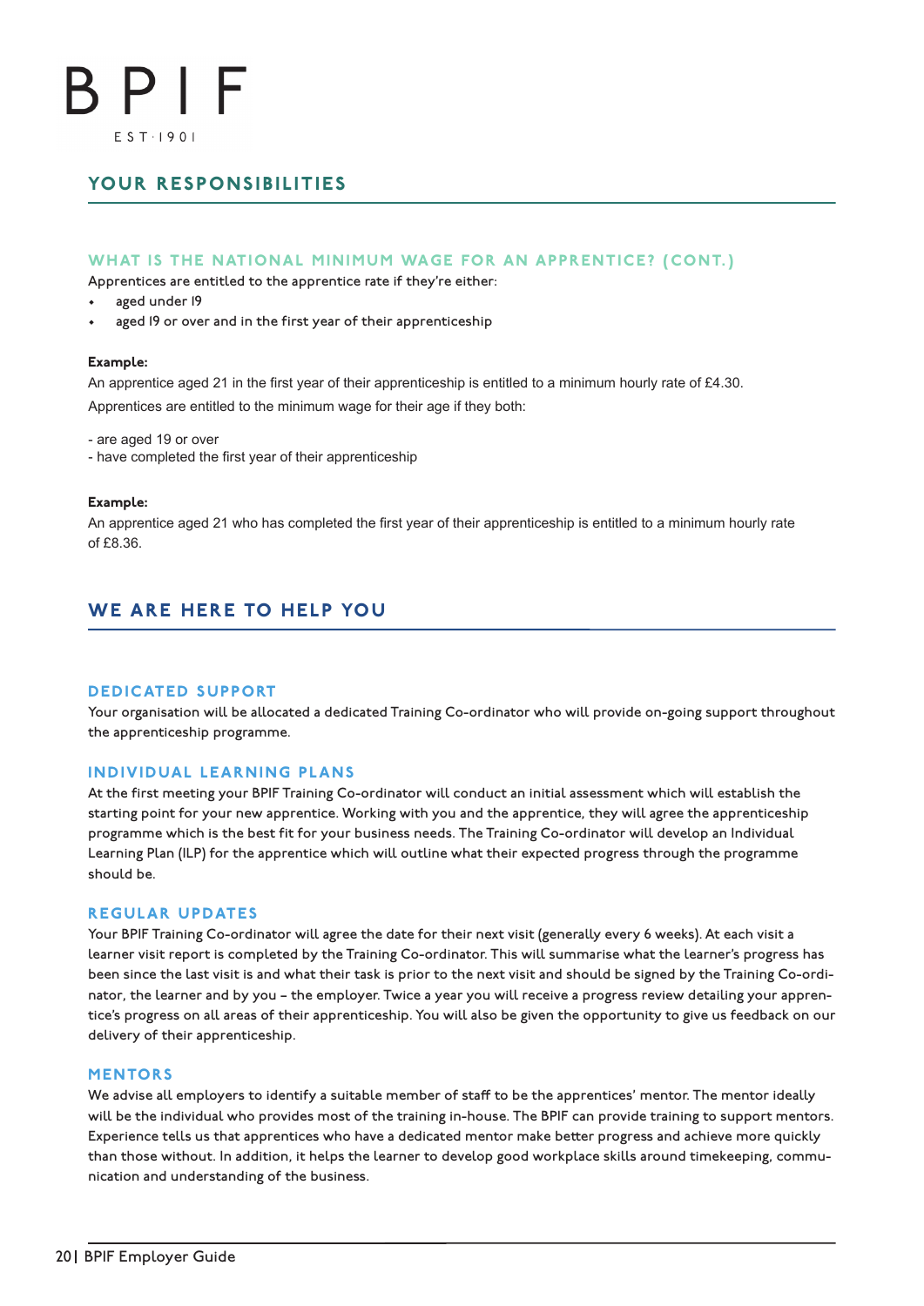## YOUR RESPONSIBILITIES

### WHAT IS THE NATIONAL MINIMUM WAGE FOR AN APPRENTICE? (CONT.)

Apprentices are entitled to the apprentice rate if they're either:

- aged under 19
- aged 19 or over and in the first year of their apprenticeship

**Example:**

An apprentice aged 21 in the first year of their apprenticeship is entitled to a minimum hourly rate of £4.30.

Apprentices are entitled to the minimum wage for their age if they both:

- are aged 19 or over
- have completed the first year of their apprenticeship

**Example:**

An apprentice aged 21 who has completed the first year of their apprenticeship is entitled to a minimum hourly rate of £8.36.

## WE ARE HERE TO HELP YOU

### DEDICATED SUPPORT

Your organisation will be allocated a dedicated Training Co-ordinator who will provide on-going support throughout the apprenticeship programme.

### INDIVIDUAL LEARNING PLANS

At the first meeting your BPIF Training Co-ordinator will conduct an initial assessment which will establish the starting point for your new apprentice. Working with you and the apprentice, they will agree the apprenticeship programme which is the best fit for your business needs. The Training Co-ordinator will develop an Individual Learning Plan (ILP) for the apprentice which will outline what their expected progress through the programme should be.

### REGULAR UPDATES

Your BPIF Training Co-ordinator will agree the date for their next visit (generally every 6 weeks). At each visit a learner visit report is completed by the Training Co-ordinator. This will summarise what the learner's progress has been since the last visit is and what their task is prior to the next visit and should be signed by the Training Co-ordinator, the learner and by you – the employer. Twice a year you will receive a progress review detailing your apprentice's progress on all areas of their apprenticeship. You will also be given the opportunity to give us feedback on our delivery of their apprenticeship.

### MENTORS

We advise all employers to identify a suitable member of staff to be the apprentices' mentor. The mentor ideally will be the individual who provides most of the training in-house. The BPIF can provide training to support mentors. Experience tells us that apprentices who have a dedicated mentor make better progress and achieve more quickly than those without. In addition, it helps the learner to develop good workplace skills around timekeeping, communication and understanding of the business.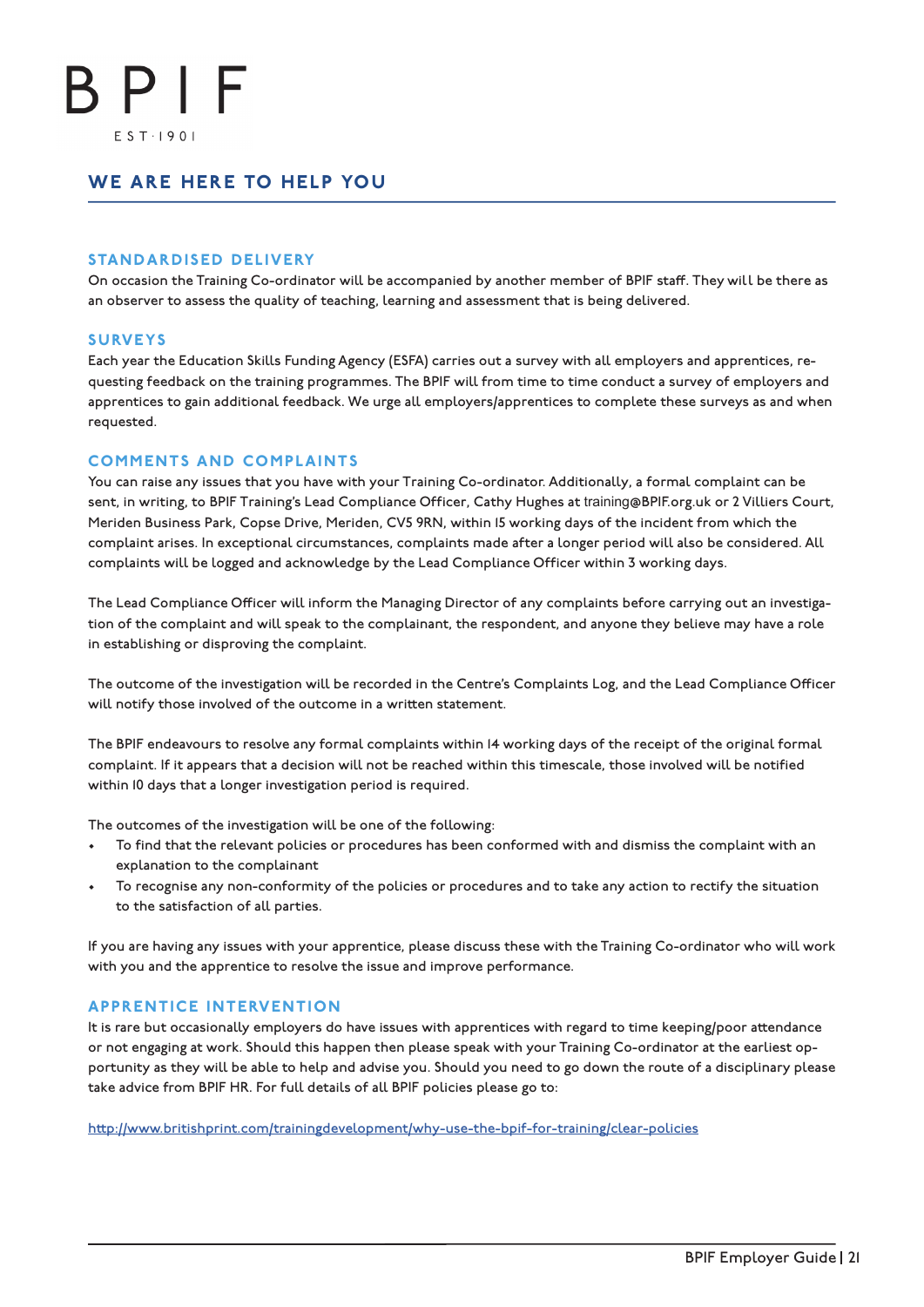# WE ARE HERE TO HELP YOU

## STANDARDISED DELIVERY

On occasion the Training Co-ordinator will be accompanied by another member of BPIF staff. They will be there as an observer to assess the quality of teaching, learning and assessment that is being delivered.

## SURVEYS

Each year the Education Skills Funding Agency (ESFA) carries out a survey with all employers and apprentices, requesting feedback on the training programmes. The BPIF will from time to time conduct a survey of employers and apprentices to gain additional feedback. We urge all employers/apprentices to complete these surveys as and when requested.

## COMMENTS AND COMPLAINTS

You can raise any issues that you have with your Training Co-ordinator. Additionally, a formal complaint can be sent, in writing, to BPIF Training's Lead Compliance Officer, Cathy Hughes at training@BPIF.org.uk or 2 Villiers Court, Meriden Business Park, Copse Drive, Meriden, CV5 9RN, within 15 working days of the incident from which the complaint arises. In exceptional circumstances, complaints made after a longer period will also be considered. All complaints will be logged and acknowledge by the Lead Compliance Officer within 3 working days.

The Lead Compliance Officer will inform the Managing Director of any complaints before carrying out an investigation of the complaint and will speak to the complainant, the respondent, and anyone they believe may have a role in establishing or disproving the complaint.

The outcome of the investigation will be recorded in the Centre's Complaints Log, and the Lead Compliance Officer will notify those involved of the outcome in a written statement.

The BPIF endeavours to resolve any formal complaints within 14 working days of the receipt of the original formal complaint. If it appears that a decision will not be reached within this timescale, those involved will be notified within 10 days that a longer investigation period is required.

The outcomes of the investigation will be one of the following:

- To find that the relevant policies or procedures has been conformed with and dismiss the complaint with an explanation to the complainant
- To recognise any non-conformity of the policies or procedures and to take any action to rectify the situation to the satisfaction of all parties.

If you are having any issues with your apprentice, please discuss these with the Training Co-ordinator who will work with you and the apprentice to resolve the issue and improve performance.

## APPRENTICE INTERVENTION

It is rare but occasionally employers do have issues with apprentices with regard to time keeping/poor attendance or not engaging at work. Should this happen then please speak with your Training Co-ordinator at the earliest opportunity as they will be able to help and advise you. Should you need to go down the route of a disciplinary please take advice from BPIF HR. For full details of all BPIF policies please go to:

http://www.britishprint.com/trainingdevelopment/why-use-the-bpif-for-training/clear-policies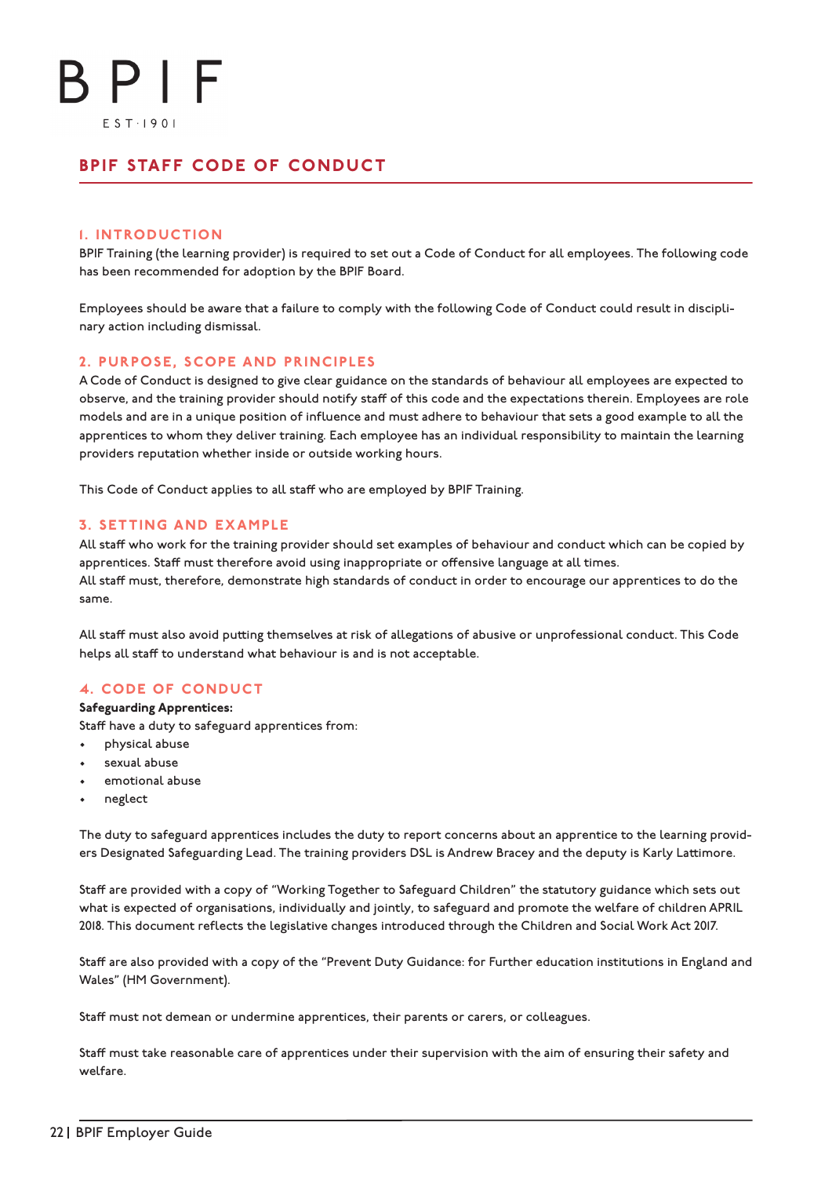# BPIF STAFF CODE OF CONDUCT

## 1. INTRODUCTION

BPIF Training (the learning provider) is required to set out a Code of Conduct for all employees. The following code has been recommended for adoption by the BPIF Board.

Employees should be aware that a failure to comply with the following Code of Conduct could result in disciplinary action including dismissal.

## 2. PURPOSE, SCOPE AND PRINCIPLES

A Code of Conduct is designed to give clear guidance on the standards of behaviour all employees are expected to observe, and the training provider should notify staff of this code and the expectations therein. Employees are role models and are in a unique position of influence and must adhere to behaviour that sets a good example to all the apprentices to whom they deliver training. Each employee has an individual responsibility to maintain the learning providers reputation whether inside or outside working hours.

This Code of Conduct applies to all staff who are employed by BPIF Training.

## 3. SETTING AND EXAMPLE

All staff who work for the training provider should set examples of behaviour and conduct which can be copied by apprentices. Staff must therefore avoid using inappropriate or offensive language at all times.
All staff must, therefore, demonstrate high standards of conduct in order to encourage our apprentices to do the same.

All staff must also avoid putting themselves at risk of allegations of abusive or unprofessional conduct. This Code helps all staff to understand what behaviour is and is not acceptable.

## 4. CODE OF CONDUCT

**Safeguarding Apprentices:**

Staff have a duty to safeguard apprentices from:

- physical abuse
- sexual abuse
- emotional abuse
- neglect

The duty to safeguard apprentices includes the duty to report concerns about an apprentice to the learning providers Designated Safeguarding Lead. The training providers DSL is Andrew Bracey and the deputy is Karly Lattimore.

Staff are provided with a copy of "Working Together to Safeguard Children" the statutory guidance which sets out what is expected of organisations, individually and jointly, to safeguard and promote the welfare of children APRIL 2018. This document reflects the legislative changes introduced through the Children and Social Work Act 2017.

Staff are also provided with a copy of the "Prevent Duty Guidance: for Further education institutions in England and Wales" (HM Government).

Staff must not demean or undermine apprentices, their parents or carers, or colleagues.

Staff must take reasonable care of apprentices under their supervision with the aim of ensuring their safety and welfare.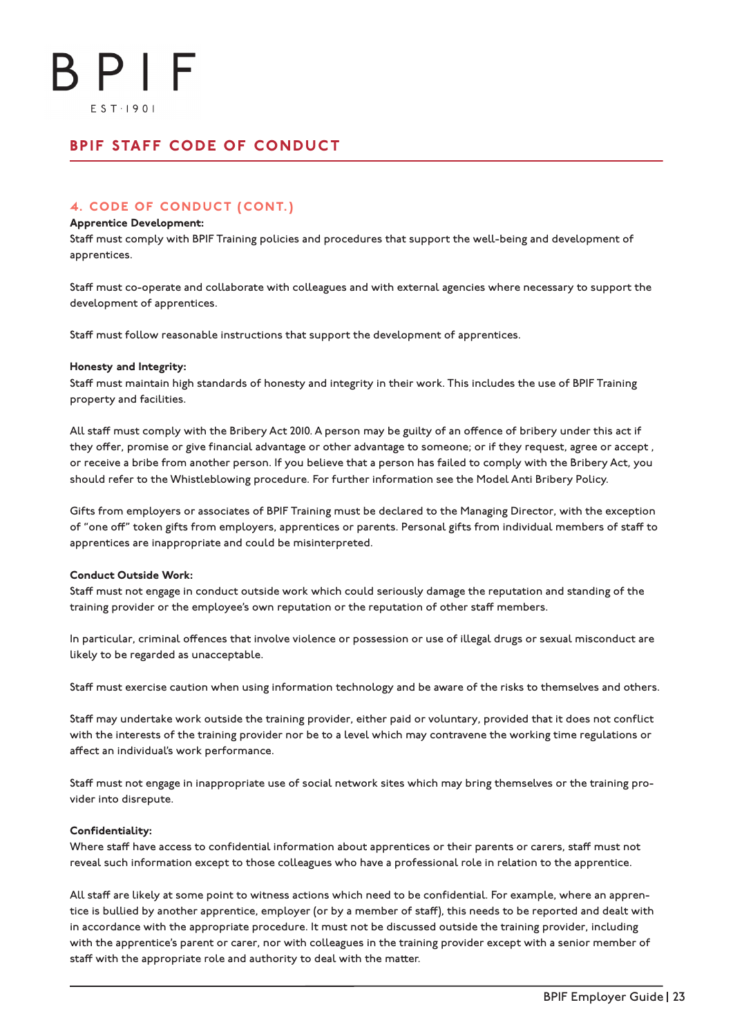## BPIF STAFF CODE OF CONDUCT

### 4. CODE OF CONDUCT (CONT.)

**Apprentice Development:**
Staff must comply with BPIF Training policies and procedures that support the well-being and development of apprentices.

Staff must co-operate and collaborate with colleagues and with external agencies where necessary to support the development of apprentices.

Staff must follow reasonable instructions that support the development of apprentices.

**Honesty and Integrity:**
Staff must maintain high standards of honesty and integrity in their work. This includes the use of BPIF Training property and facilities.

All staff must comply with the Bribery Act 2010. A person may be guilty of an offence of bribery under this act if they offer, promise or give financial advantage or other advantage to someone; or if they request, agree or accept , or receive a bribe from another person. If you believe that a person has failed to comply with the Bribery Act, you should refer to the Whistleblowing procedure. For further information see the Model Anti Bribery Policy.

Gifts from employers or associates of BPIF Training must be declared to the Managing Director, with the exception of "one off" token gifts from employers, apprentices or parents. Personal gifts from individual members of staff to apprentices are inappropriate and could be misinterpreted.

**Conduct Outside Work:**
Staff must not engage in conduct outside work which could seriously damage the reputation and standing of the training provider or the employee's own reputation or the reputation of other staff members.

In particular, criminal offences that involve violence or possession or use of illegal drugs or sexual misconduct are likely to be regarded as unacceptable.

Staff must exercise caution when using information technology and be aware of the risks to themselves and others.

Staff may undertake work outside the training provider, either paid or voluntary, provided that it does not conflict with the interests of the training provider nor be to a level which may contravene the working time regulations or affect an individual's work performance.

Staff must not engage in inappropriate use of social network sites which may bring themselves or the training provider into disrepute.

**Confidentiality:**
Where staff have access to confidential information about apprentices or their parents or carers, staff must not reveal such information except to those colleagues who have a professional role in relation to the apprentice.

All staff are likely at some point to witness actions which need to be confidential. For example, where an apprentice is bullied by another apprentice, employer (or by a member of staff), this needs to be reported and dealt with in accordance with the appropriate procedure. It must not be discussed outside the training provider, including with the apprentice's parent or carer, nor with colleagues in the training provider except with a senior member of staff with the appropriate role and authority to deal with the matter.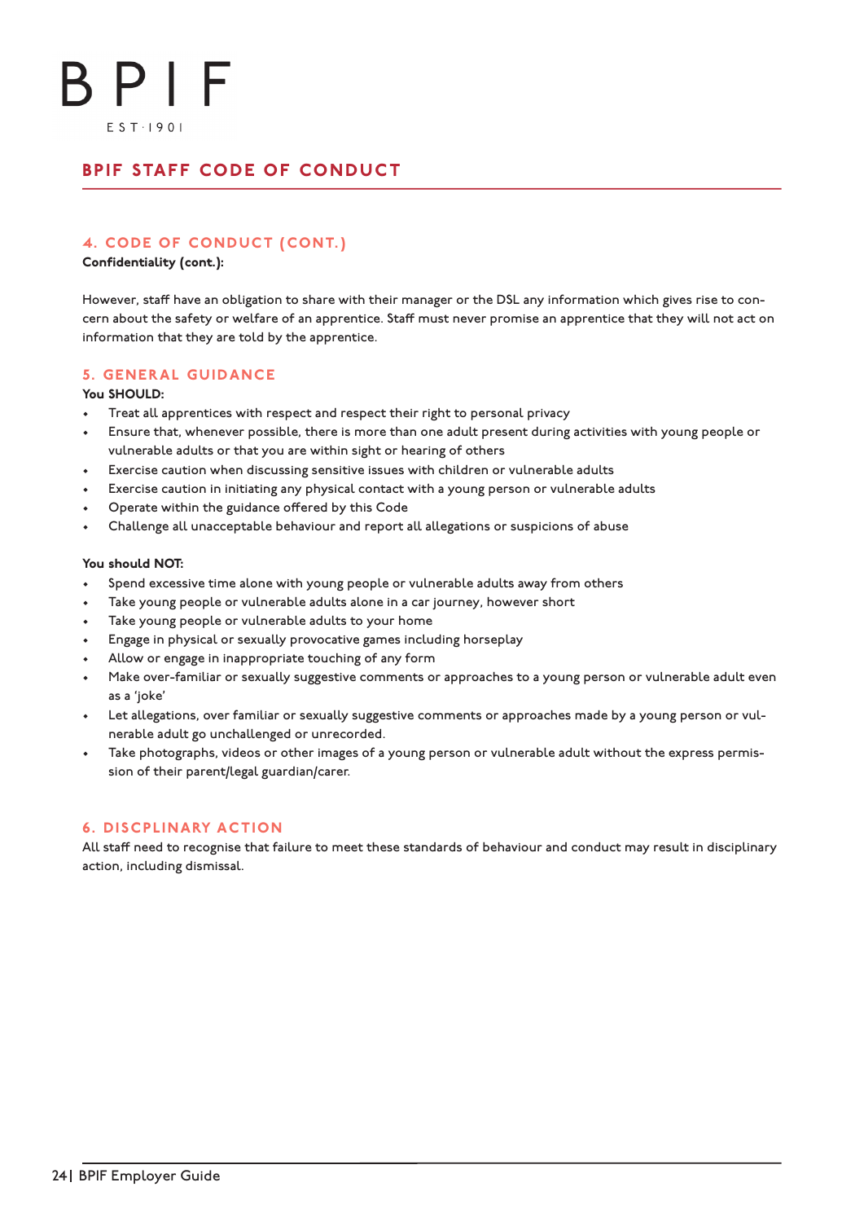# BPIF STAFF CODE OF CONDUCT

## 4. CODE OF CONDUCT (CONT.)

**Confidentiality (cont.):**

However, staff have an obligation to share with their manager or the DSL any information which gives rise to concern about the safety or welfare of an apprentice. Staff must never promise an apprentice that they will not act on information that they are told by the apprentice.

## 5. GENERAL GUIDANCE

**You SHOULD:**

- Treat all apprentices with respect and respect their right to personal privacy
- Ensure that, whenever possible, there is more than one adult present during activities with young people or vulnerable adults or that you are within sight or hearing of others
- Exercise caution when discussing sensitive issues with children or vulnerable adults
- Exercise caution in initiating any physical contact with a young person or vulnerable adults
- Operate within the guidance offered by this Code
- Challenge all unacceptable behaviour and report all allegations or suspicions of abuse

**You should NOT:**

- Spend excessive time alone with young people or vulnerable adults away from others
- Take young people or vulnerable adults alone in a car journey, however short
- Take young people or vulnerable adults to your home
- Engage in physical or sexually provocative games including horseplay
- Allow or engage in inappropriate touching of any form
- Make over-familiar or sexually suggestive comments or approaches to a young person or vulnerable adult even as a 'joke'
- Let allegations, over familiar or sexually suggestive comments or approaches made by a young person or vulnerable adult go unchallenged or unrecorded.
- Take photographs, videos or other images of a young person or vulnerable adult without the express permission of their parent/legal guardian/carer.

## 6. DISCPLINARY ACTION

All staff need to recognise that failure to meet these standards of behaviour and conduct may result in disciplinary action, including dismissal.